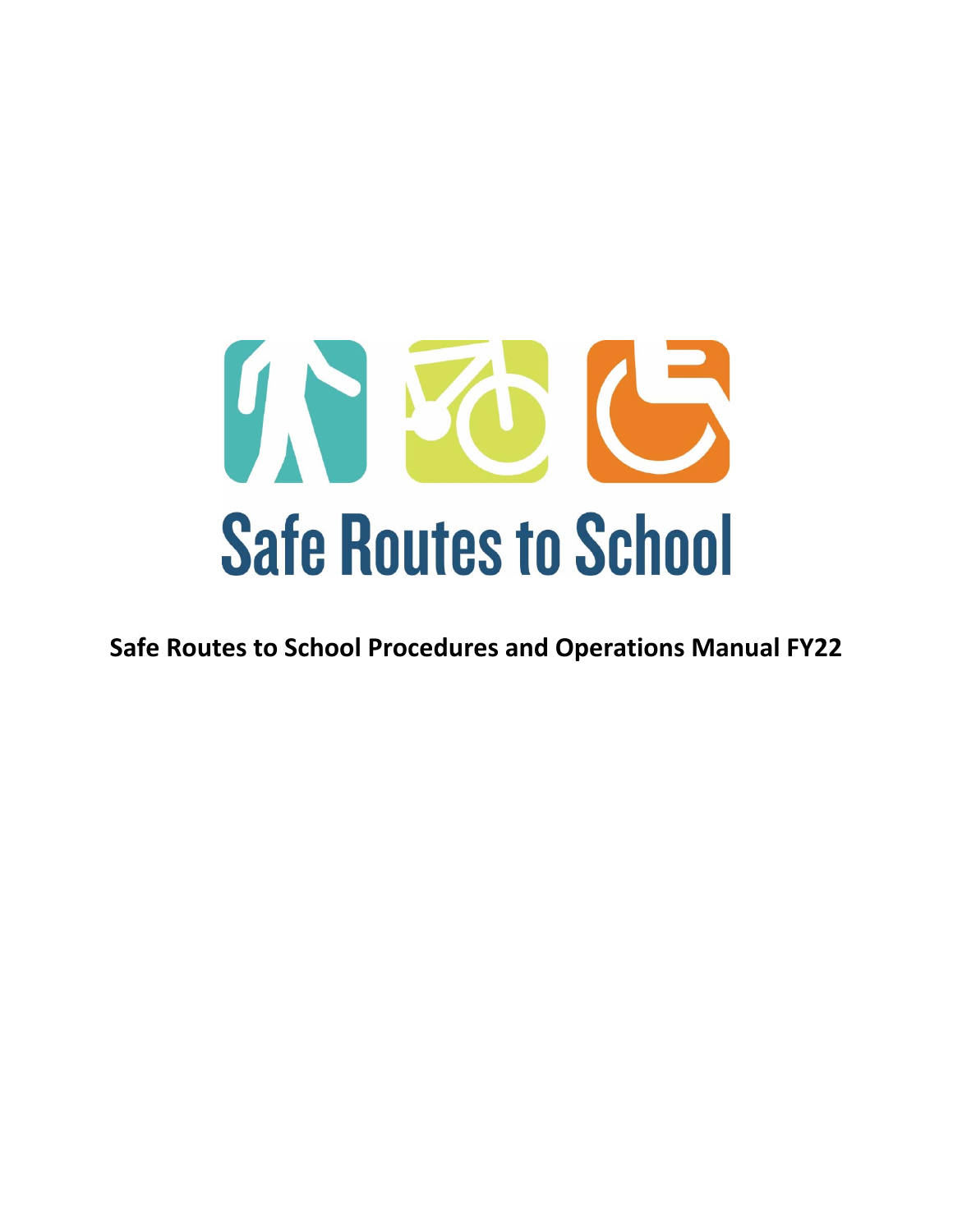Safe Routes to School

# Safe Routes to School Procedures and Operations Manual FY22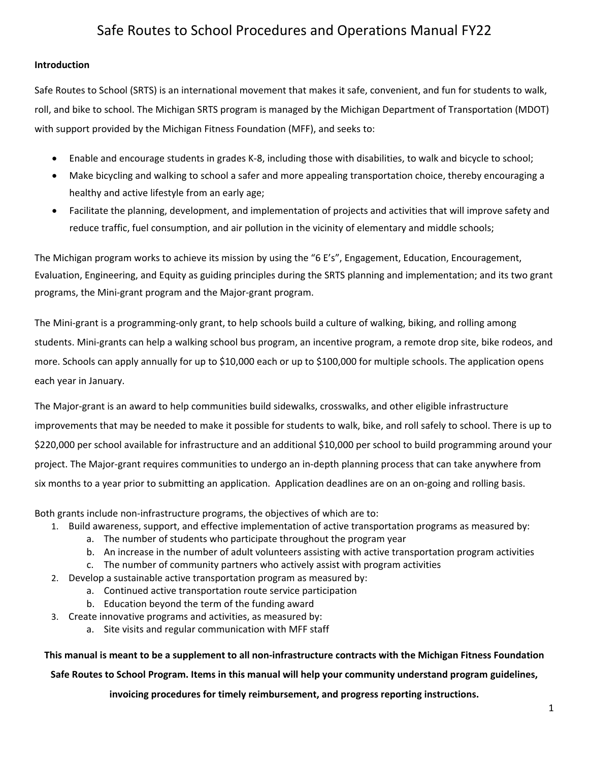# Safe Routes to School Procedures and Operations Manual FY22

**Introduction**

Safe Routes to School (SRTS) is an international movement that makes it safe, convenient, and fun for students to walk, roll, and bike to school. The Michigan SRTS program is managed by the Michigan Department of Transportation (MDOT) with support provided by the Michigan Fitness Foundation (MFF), and seeks to:

- Enable and encourage students in grades K-8, including those with disabilities, to walk and bicycle to school;
- Make bicycling and walking to school a safer and more appealing transportation choice, thereby encouraging a healthy and active lifestyle from an early age;
- Facilitate the planning, development, and implementation of projects and activities that will improve safety and reduce traffic, fuel consumption, and air pollution in the vicinity of elementary and middle schools;

The Michigan program works to achieve its mission by using the "6 E's", Engagement, Education, Encouragement, Evaluation, Engineering, and Equity as guiding principles during the SRTS planning and implementation; and its two grant programs, the Mini-grant program and the Major-grant program.

The Mini-grant is a programming-only grant, to help schools build a culture of walking, biking, and rolling among students. Mini-grants can help a walking school bus program, an incentive program, a remote drop site, bike rodeos, and more. Schools can apply annually for up to $10,000 each or up to $100,000 for multiple schools. The application opens each year in January.

The Major-grant is an award to help communities build sidewalks, crosswalks, and other eligible infrastructure improvements that may be needed to make it possible for students to walk, bike, and roll safely to school. There is up to $220,000 per school available for infrastructure and an additional $10,000 per school to build programming around your project. The Major-grant requires communities to undergo an in-depth planning process that can take anywhere from six months to a year prior to submitting an application. Application deadlines are on an on-going and rolling basis.

Both grants include non-infrastructure programs, the objectives of which are to:

1. Build awareness, support, and effective implementation of active transportation programs as measured by:
   a. The number of students who participate throughout the program year
   b. An increase in the number of adult volunteers assisting with active transportation program activities
   c. The number of community partners who actively assist with program activities
2. Develop a sustainable active transportation program as measured by:
   a. Continued active transportation route service participation
   b. Education beyond the term of the funding award
3. Create innovative programs and activities, as measured by:
   a. Site visits and regular communication with MFF staff

**This manual is meant to be a supplement to all non-infrastructure contracts with the Michigan Fitness Foundation Safe Routes to School Program. Items in this manual will help your community understand program guidelines, invoicing procedures for timely reimbursement, and progress reporting instructions.**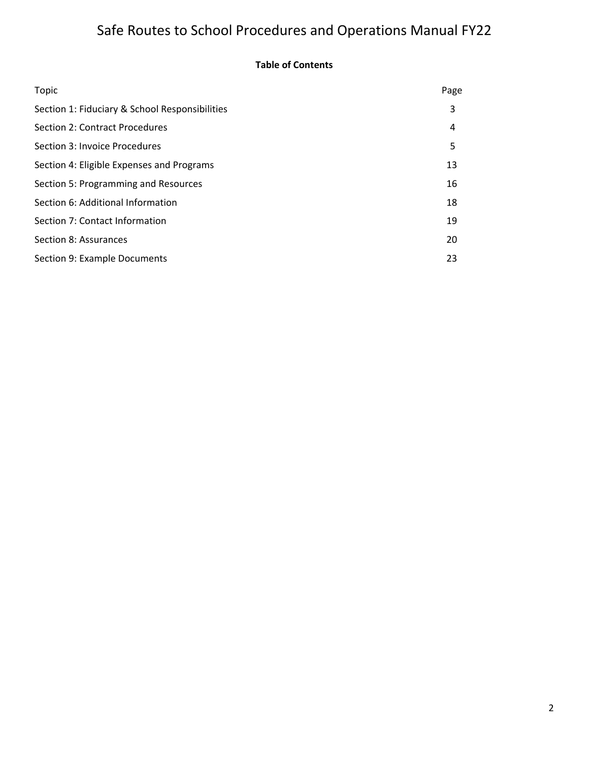# Safe Routes to School Procedures and Operations Manual FY22

**Table of Contents**

| Topic | Page |
|---|---|
| Section 1: Fiduciary & School Responsibilities | 3 |
| Section 2: Contract Procedures | 4 |
| Section 3: Invoice Procedures | 5 |
| Section 4: Eligible Expenses and Programs | 13 |
| Section 5: Programming and Resources | 16 |
| Section 6: Additional Information | 18 |
| Section 7: Contact Information | 19 |
| Section 8: Assurances | 20 |
| Section 9: Example Documents | 23 |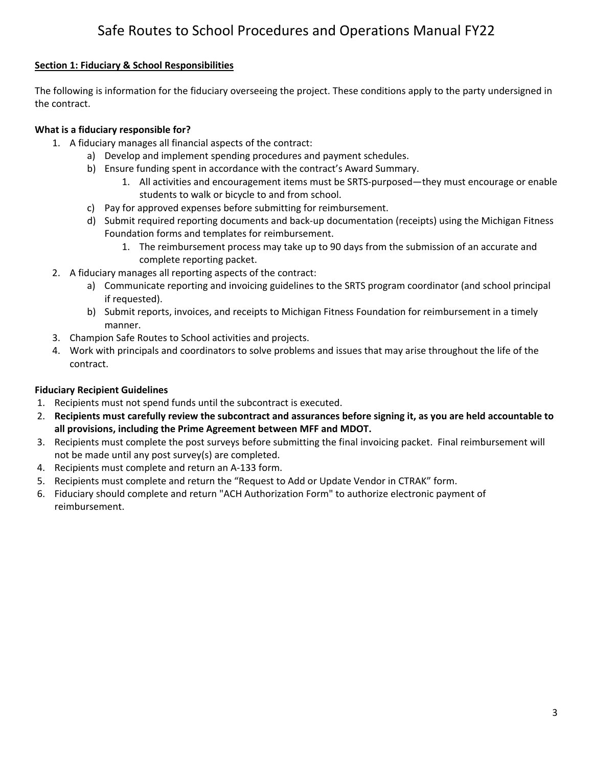## Section 1: Fiduciary & School Responsibilities

The following is information for the fiduciary overseeing the project. These conditions apply to the party undersigned in the contract.

**What is a fiduciary responsible for?**

1. A fiduciary manages all financial aspects of the contract:
    a) Develop and implement spending procedures and payment schedules.
    b) Ensure funding spent in accordance with the contract's Award Summary.
        1. All activities and encouragement items must be SRTS-purposed—they must encourage or enable students to walk or bicycle to and from school.
    c) Pay for approved expenses before submitting for reimbursement.
    d) Submit required reporting documents and back-up documentation (receipts) using the Michigan Fitness Foundation forms and templates for reimbursement.
        1. The reimbursement process may take up to 90 days from the submission of an accurate and complete reporting packet.
2. A fiduciary manages all reporting aspects of the contract:
    a) Communicate reporting and invoicing guidelines to the SRTS program coordinator (and school principal if requested).
    b) Submit reports, invoices, and receipts to Michigan Fitness Foundation for reimbursement in a timely manner.
3. Champion Safe Routes to School activities and projects.
4. Work with principals and coordinators to solve problems and issues that may arise throughout the life of the contract.

**Fiduciary Recipient Guidelines**

1. Recipients must not spend funds until the subcontract is executed.
2. **Recipients must carefully review the subcontract and assurances before signing it, as you are held accountable to all provisions, including the Prime Agreement between MFF and MDOT.**
3. Recipients must complete the post surveys before submitting the final invoicing packet. Final reimbursement will not be made until any post survey(s) are completed.
4. Recipients must complete and return an A-133 form.
5. Recipients must complete and return the "Request to Add or Update Vendor in CTRAK" form.
6. Fiduciary should complete and return "ACH Authorization Form" to authorize electronic payment of reimbursement.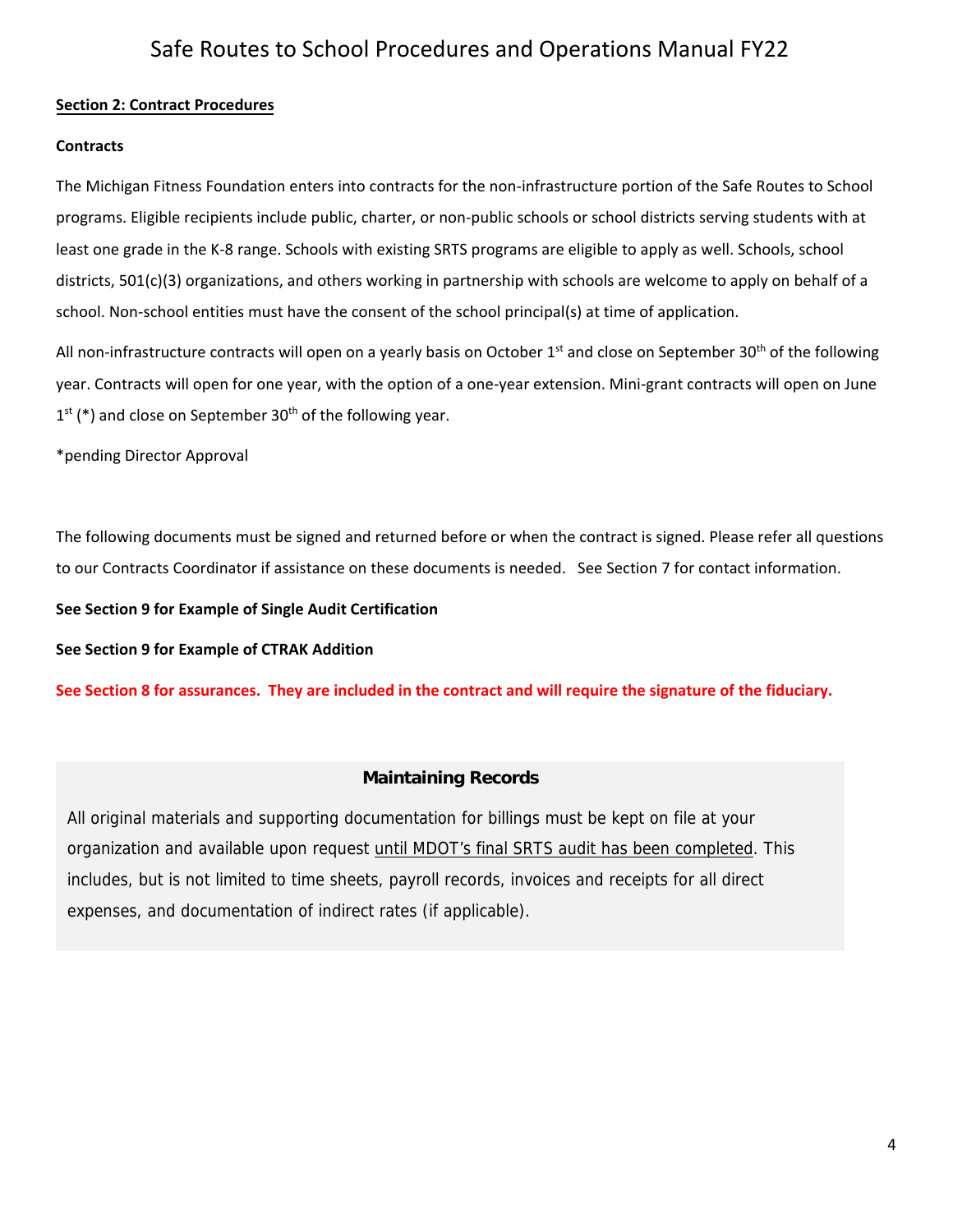## Section 2: Contract Procedures

**Contracts**

The Michigan Fitness Foundation enters into contracts for the non-infrastructure portion of the Safe Routes to School programs. Eligible recipients include public, charter, or non-public schools or school districts serving students with at least one grade in the K-8 range. Schools with existing SRTS programs are eligible to apply as well. Schools, school districts, 501(c)(3) organizations, and others working in partnership with schools are welcome to apply on behalf of a school. Non-school entities must have the consent of the school principal(s) at time of application.

All non-infrastructure contracts will open on a yearly basis on October 1st and close on September 30th of the following year. Contracts will open for one year, with the option of a one-year extension. Mini-grant contracts will open on June 1st (*) and close on September 30th of the following year.

*pending Director Approval

The following documents must be signed and returned before or when the contract is signed. Please refer all questions to our Contracts Coordinator if assistance on these documents is needed. See Section 7 for contact information.

**See Section 9 for Example of Single Audit Certification**

**See Section 9 for Example of CTRAK Addition**

**See Section 8 for assurances. They are included in the contract and will require the signature of the fiduciary.**

### Maintaining Records

All original materials and supporting documentation for billings must be kept on file at your organization and available upon request until MDOT's final SRTS audit has been completed. This includes, but is not limited to time sheets, payroll records, invoices and receipts for all direct expenses, and documentation of indirect rates (if applicable).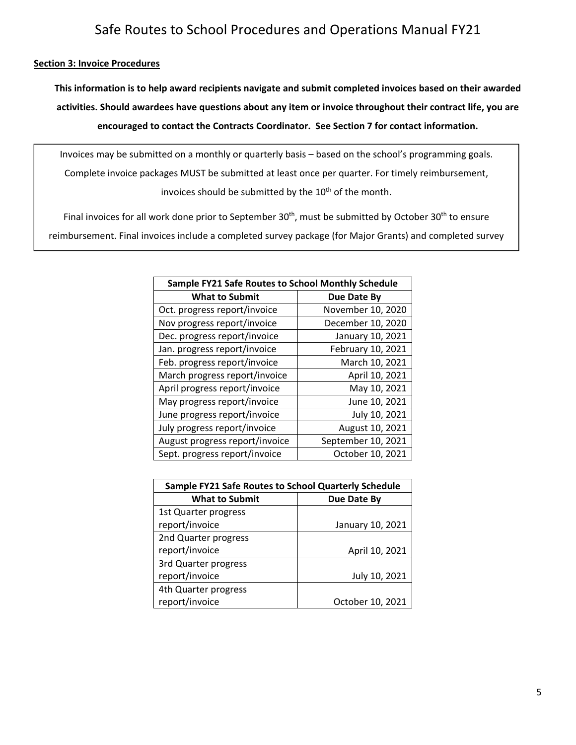**Section 3: Invoice Procedures**

**This information is to help award recipients navigate and submit completed invoices based on their awarded activities. Should awardees have questions about any item or invoice throughout their contract life, you are encouraged to contact the Contracts Coordinator. See Section 7 for contact information.**

Invoices may be submitted on a monthly or quarterly basis – based on the school's programming goals. Complete invoice packages MUST be submitted at least once per quarter. For timely reimbursement, invoices should be submitted by the 10th of the month.

Final invoices for all work done prior to September 30th, must be submitted by October 30th to ensure reimbursement. Final invoices include a completed survey package (for Major Grants) and completed survey

| Sample FY21 Safe Routes to School Monthly Schedule | |
|---|---|
| **What to Submit** | **Due Date By** |
| Oct. progress report/invoice | November 10, 2020 |
| Nov progress report/invoice | December 10, 2020 |
| Dec. progress report/invoice | January 10, 2021 |
| Jan. progress report/invoice | February 10, 2021 |
| Feb. progress report/invoice | March 10, 2021 |
| March progress report/invoice | April 10, 2021 |
| April progress report/invoice | May 10, 2021 |
| May progress report/invoice | June 10, 2021 |
| June progress report/invoice | July 10, 2021 |
| July progress report/invoice | August 10, 2021 |
| August progress report/invoice | September 10, 2021 |
| Sept. progress report/invoice | October 10, 2021 |

| Sample FY21 Safe Routes to School Quarterly Schedule | |
|---|---|
| **What to Submit** | **Due Date By** |
| 1st Quarter progress report/invoice | January 10, 2021 |
| 2nd Quarter progress report/invoice | April 10, 2021 |
| 3rd Quarter progress report/invoice | July 10, 2021 |
| 4th Quarter progress report/invoice | October 10, 2021 |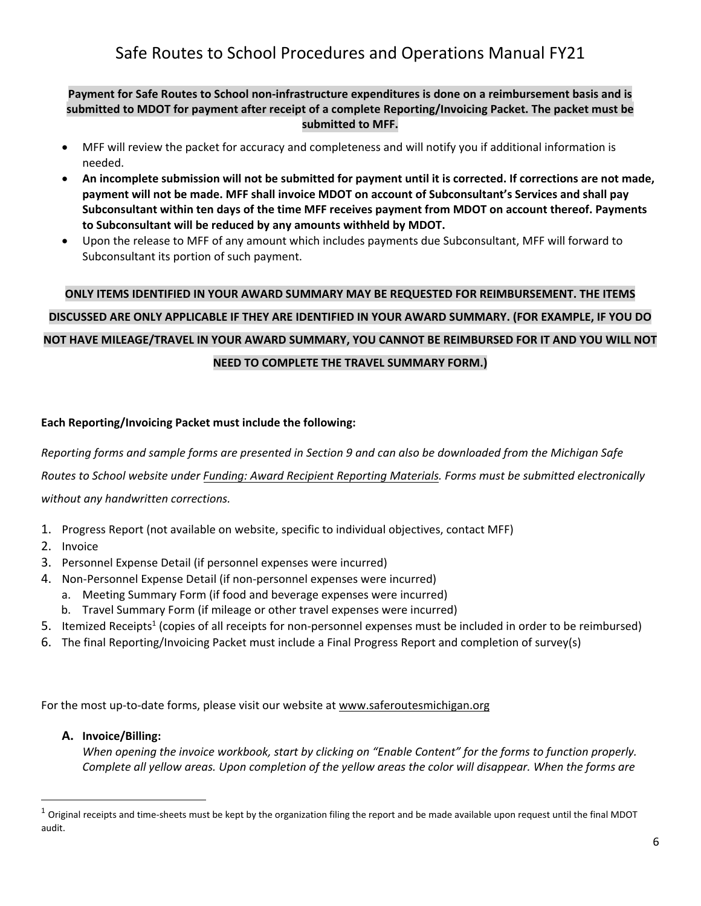**Payment for Safe Routes to School non-infrastructure expenditures is done on a reimbursement basis and is submitted to MDOT for payment after receipt of a complete Reporting/Invoicing Packet. The packet must be submitted to MFF.**

- MFF will review the packet for accuracy and completeness and will notify you if additional information is needed.
- **An incomplete submission will not be submitted for payment until it is corrected. If corrections are not made, payment will not be made. MFF shall invoice MDOT on account of Subconsultant's Services and shall pay Subconsultant within ten days of the time MFF receives payment from MDOT on account thereof. Payments to Subconsultant will be reduced by any amounts withheld by MDOT.**
- Upon the release to MFF of any amount which includes payments due Subconsultant, MFF will forward to Subconsultant its portion of such payment.

**ONLY ITEMS IDENTIFIED IN YOUR AWARD SUMMARY MAY BE REQUESTED FOR REIMBURSEMENT. THE ITEMS DISCUSSED ARE ONLY APPLICABLE IF THEY ARE IDENTIFIED IN YOUR AWARD SUMMARY. (FOR EXAMPLE, IF YOU DO NOT HAVE MILEAGE/TRAVEL IN YOUR AWARD SUMMARY, YOU CANNOT BE REIMBURSED FOR IT AND YOU WILL NOT NEED TO COMPLETE THE TRAVEL SUMMARY FORM.)**

**Each Reporting/Invoicing Packet must include the following:**

*Reporting forms and sample forms are presented in Section 9 and can also be downloaded from the Michigan Safe Routes to School website under Funding: Award Recipient Reporting Materials. Forms must be submitted electronically without any handwritten corrections.*

1. Progress Report (not available on website, specific to individual objectives, contact MFF)
2. Invoice
3. Personnel Expense Detail (if personnel expenses were incurred)
4. Non-Personnel Expense Detail (if non-personnel expenses were incurred)
   a. Meeting Summary Form (if food and beverage expenses were incurred)
   b. Travel Summary Form (if mileage or other travel expenses were incurred)
5. Itemized Receipts[1] (copies of all receipts for non-personnel expenses must be included in order to be reimbursed)
6. The final Reporting/Invoicing Packet must include a Final Progress Report and completion of survey(s)

For the most up-to-date forms, please visit our website at www.saferoutesmichigan.org

### A. Invoice/Billing:

*When opening the invoice workbook, start by clicking on "Enable Content" for the forms to function properly. Complete all yellow areas. Upon completion of the yellow areas the color will disappear. When the forms are*

[1] Original receipts and time-sheets must be kept by the organization filing the report and be made available upon request until the final MDOT audit.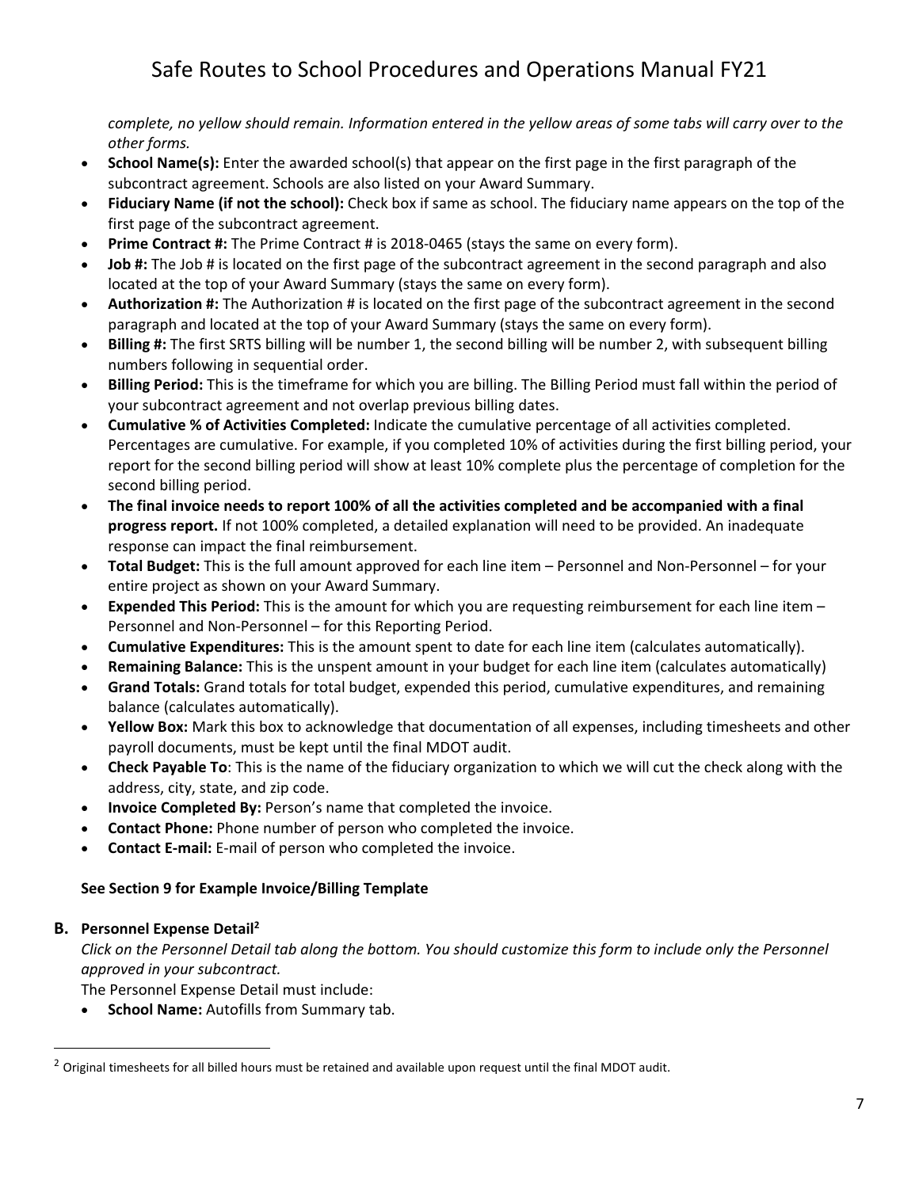*complete, no yellow should remain. Information entered in the yellow areas of some tabs will carry over to the other forms.*

- **School Name(s):** Enter the awarded school(s) that appear on the first page in the first paragraph of the subcontract agreement. Schools are also listed on your Award Summary.
- **Fiduciary Name (if not the school):** Check box if same as school. The fiduciary name appears on the top of the first page of the subcontract agreement.
- **Prime Contract #:** The Prime Contract # is 2018-0465 (stays the same on every form).
- **Job #:** The Job # is located on the first page of the subcontract agreement in the second paragraph and also located at the top of your Award Summary (stays the same on every form).
- **Authorization #:** The Authorization # is located on the first page of the subcontract agreement in the second paragraph and located at the top of your Award Summary (stays the same on every form).
- **Billing #:** The first SRTS billing will be number 1, the second billing will be number 2, with subsequent billing numbers following in sequential order.
- **Billing Period:** This is the timeframe for which you are billing. The Billing Period must fall within the period of your subcontract agreement and not overlap previous billing dates.
- **Cumulative % of Activities Completed:** Indicate the cumulative percentage of all activities completed. Percentages are cumulative. For example, if you completed 10% of activities during the first billing period, your report for the second billing period will show at least 10% complete plus the percentage of completion for the second billing period.
- **The final invoice needs to report 100% of all the activities completed and be accompanied with a final progress report.** If not 100% completed, a detailed explanation will need to be provided. An inadequate response can impact the final reimbursement.
- **Total Budget:** This is the full amount approved for each line item – Personnel and Non-Personnel – for your entire project as shown on your Award Summary.
- **Expended This Period:** This is the amount for which you are requesting reimbursement for each line item – Personnel and Non-Personnel – for this Reporting Period.
- **Cumulative Expenditures:** This is the amount spent to date for each line item (calculates automatically).
- **Remaining Balance:** This is the unspent amount in your budget for each line item (calculates automatically)
- **Grand Totals:** Grand totals for total budget, expended this period, cumulative expenditures, and remaining balance (calculates automatically).
- **Yellow Box:** Mark this box to acknowledge that documentation of all expenses, including timesheets and other payroll documents, must be kept until the final MDOT audit.
- **Check Payable To**: This is the name of the fiduciary organization to which we will cut the check along with the address, city, state, and zip code.
- **Invoice Completed By:** Person's name that completed the invoice.
- **Contact Phone:** Phone number of person who completed the invoice.
- **Contact E-mail:** E-mail of person who completed the invoice.

**See Section 9 for Example Invoice/Billing Template**

### B. Personnel Expense Detail[2]

*Click on the Personnel Detail tab along the bottom. You should customize this form to include only the Personnel approved in your subcontract.*

The Personnel Expense Detail must include:

- **School Name:** Autofills from Summary tab.

[2] Original timesheets for all billed hours must be retained and available upon request until the final MDOT audit.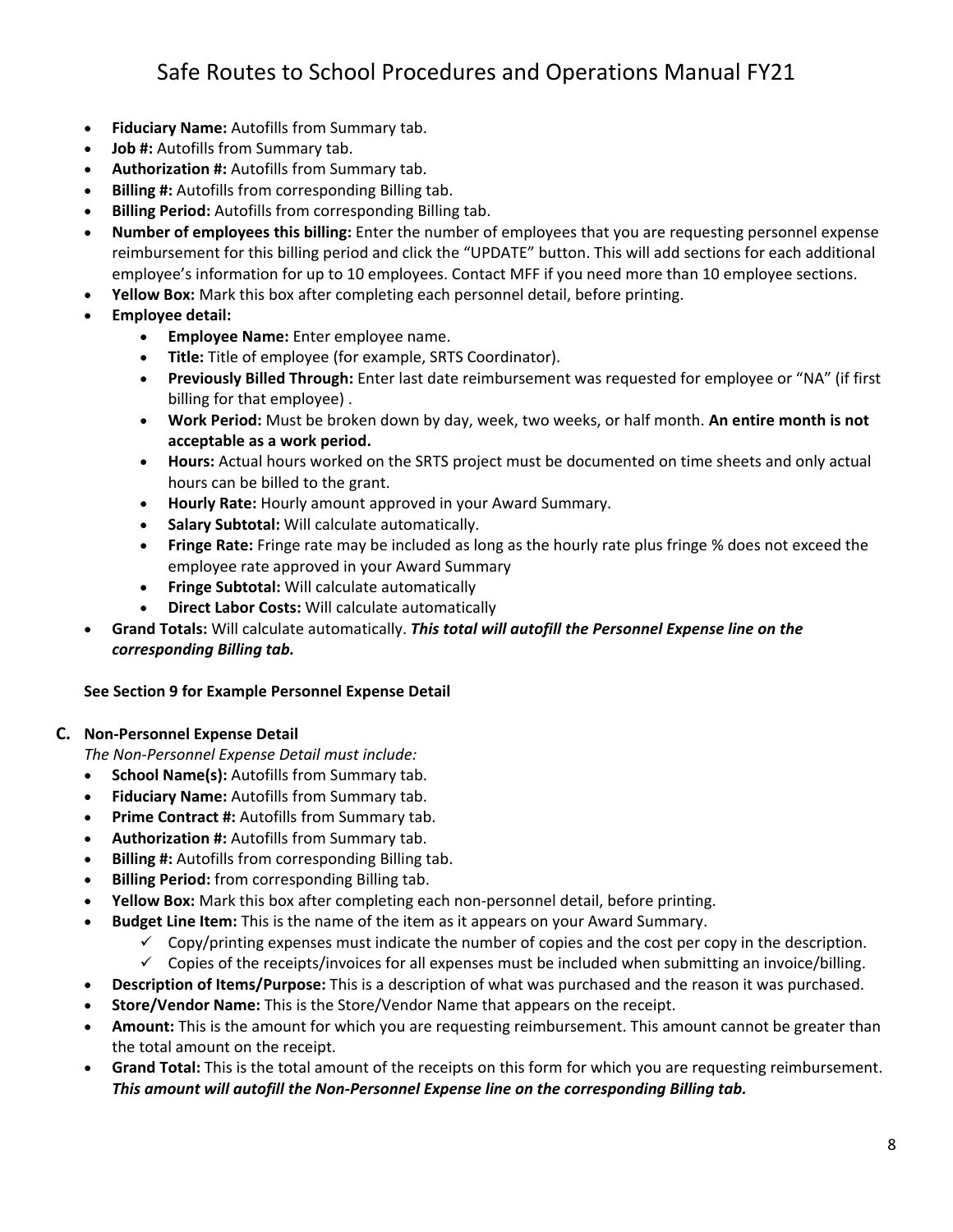- **Fiduciary Name:** Autofills from Summary tab.
- **Job #:** Autofills from Summary tab.
- **Authorization #:** Autofills from Summary tab.
- **Billing #:** Autofills from corresponding Billing tab.
- **Billing Period:** Autofills from corresponding Billing tab.
- **Number of employees this billing:** Enter the number of employees that you are requesting personnel expense reimbursement for this billing period and click the "UPDATE" button. This will add sections for each additional employee's information for up to 10 employees. Contact MFF if you need more than 10 employee sections.
- **Yellow Box:** Mark this box after completing each personnel detail, before printing.
- **Employee detail:**
    - **Employee Name:** Enter employee name.
    - **Title:** Title of employee (for example, SRTS Coordinator).
    - **Previously Billed Through:** Enter last date reimbursement was requested for employee or "NA" (if first billing for that employee) .
    - **Work Period:** Must be broken down by day, week, two weeks, or half month. **An entire month is not acceptable as a work period.**
    - **Hours:** Actual hours worked on the SRTS project must be documented on time sheets and only actual hours can be billed to the grant.
    - **Hourly Rate:** Hourly amount approved in your Award Summary.
    - **Salary Subtotal:** Will calculate automatically.
    - **Fringe Rate:** Fringe rate may be included as long as the hourly rate plus fringe % does not exceed the employee rate approved in your Award Summary
    - **Fringe Subtotal:** Will calculate automatically
    - **Direct Labor Costs:** Will calculate automatically
- **Grand Totals:** Will calculate automatically. ***This total will autofill the Personnel Expense line on the corresponding Billing tab.***

**See Section 9 for Example Personnel Expense Detail**

### C. Non-Personnel Expense Detail

*The Non-Personnel Expense Detail must include:*

- **School Name(s):** Autofills from Summary tab.
- **Fiduciary Name:** Autofills from Summary tab.
- **Prime Contract #:** Autofills from Summary tab.
- **Authorization #:** Autofills from Summary tab.
- **Billing #:** Autofills from corresponding Billing tab.
- **Billing Period:** from corresponding Billing tab.
- **Yellow Box:** Mark this box after completing each non-personnel detail, before printing.
- **Budget Line Item:** This is the name of the item as it appears on your Award Summary.
    - ✓ Copy/printing expenses must indicate the number of copies and the cost per copy in the description.
    - ✓ Copies of the receipts/invoices for all expenses must be included when submitting an invoice/billing.
- **Description of Items/Purpose:** This is a description of what was purchased and the reason it was purchased.
- **Store/Vendor Name:** This is the Store/Vendor Name that appears on the receipt.
- **Amount:** This is the amount for which you are requesting reimbursement. This amount cannot be greater than the total amount on the receipt.
- **Grand Total:** This is the total amount of the receipts on this form for which you are requesting reimbursement. ***This amount will autofill the Non-Personnel Expense line on the corresponding Billing tab.***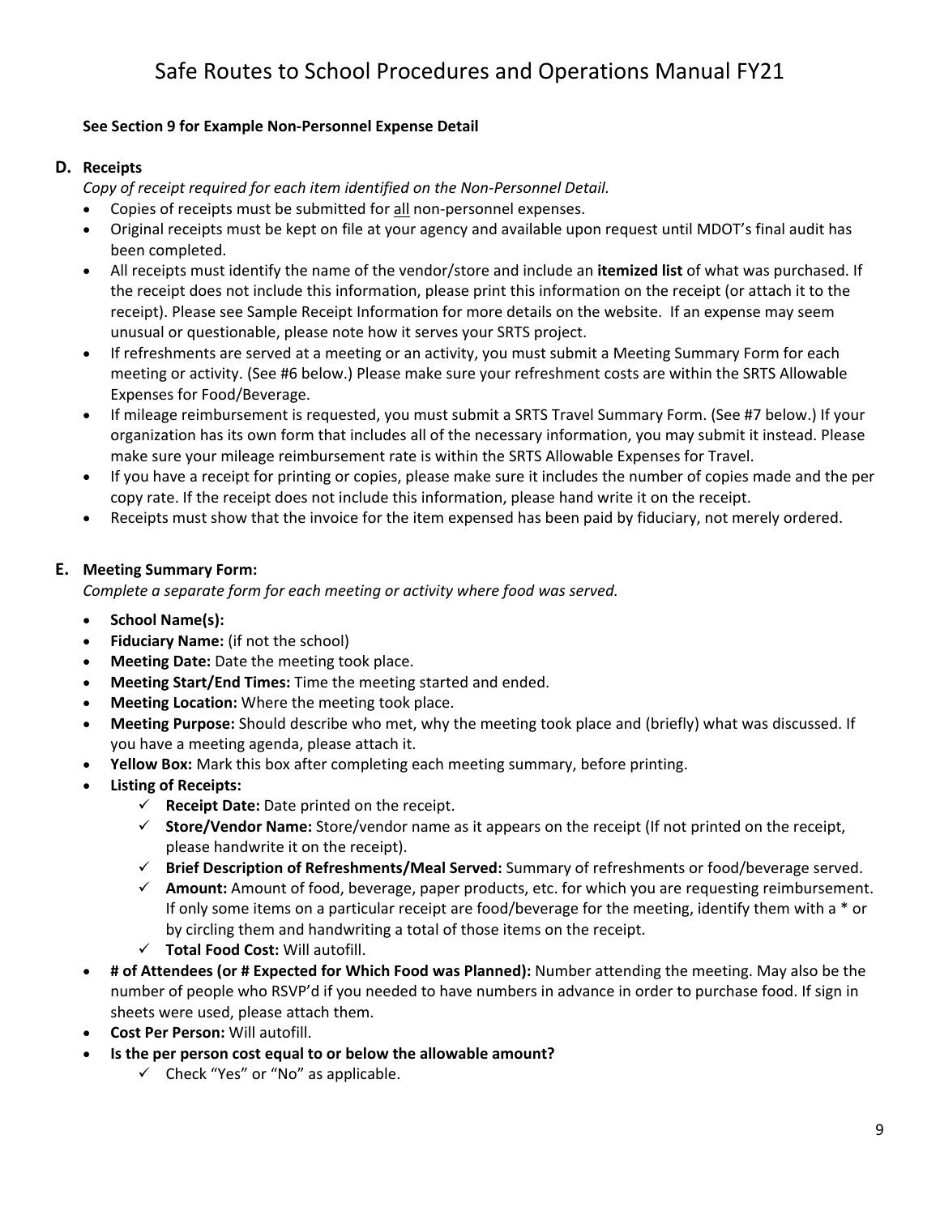**See Section 9 for Example Non-Personnel Expense Detail**

## D. Receipts

*Copy of receipt required for each item identified on the Non-Personnel Detail.*

- Copies of receipts must be submitted for all non-personnel expenses.
- Original receipts must be kept on file at your agency and available upon request until MDOT's final audit has been completed.
- All receipts must identify the name of the vendor/store and include an **itemized list** of what was purchased. If the receipt does not include this information, please print this information on the receipt (or attach it to the receipt). Please see Sample Receipt Information for more details on the website. If an expense may seem unusual or questionable, please note how it serves your SRTS project.
- If refreshments are served at a meeting or an activity, you must submit a Meeting Summary Form for each meeting or activity. (See #6 below.) Please make sure your refreshment costs are within the SRTS Allowable Expenses for Food/Beverage.
- If mileage reimbursement is requested, you must submit a SRTS Travel Summary Form. (See #7 below.) If your organization has its own form that includes all of the necessary information, you may submit it instead. Please make sure your mileage reimbursement rate is within the SRTS Allowable Expenses for Travel.
- If you have a receipt for printing or copies, please make sure it includes the number of copies made and the per copy rate. If the receipt does not include this information, please hand write it on the receipt.
- Receipts must show that the invoice for the item expensed has been paid by fiduciary, not merely ordered.

## E. Meeting Summary Form:

*Complete a separate form for each meeting or activity where food was served.*

- **School Name(s):**
- **Fiduciary Name:** (if not the school)
- **Meeting Date:** Date the meeting took place.
- **Meeting Start/End Times:** Time the meeting started and ended.
- **Meeting Location:** Where the meeting took place.
- **Meeting Purpose:** Should describe who met, why the meeting took place and (briefly) what was discussed. If you have a meeting agenda, please attach it.
- **Yellow Box:** Mark this box after completing each meeting summary, before printing.
- **Listing of Receipts:**
  - ✓ **Receipt Date:** Date printed on the receipt.
  - ✓ **Store/Vendor Name:** Store/vendor name as it appears on the receipt (If not printed on the receipt, please handwrite it on the receipt).
  - ✓ **Brief Description of Refreshments/Meal Served:** Summary of refreshments or food/beverage served.
  - ✓ **Amount:** Amount of food, beverage, paper products, etc. for which you are requesting reimbursement. If only some items on a particular receipt are food/beverage for the meeting, identify them with a * or by circling them and handwriting a total of those items on the receipt.
  - ✓ **Total Food Cost:** Will autofill.
- **# of Attendees (or # Expected for Which Food was Planned):** Number attending the meeting. May also be the number of people who RSVP'd if you needed to have numbers in advance in order to purchase food. If sign in sheets were used, please attach them.
- **Cost Per Person:** Will autofill.
- **Is the per person cost equal to or below the allowable amount?**
  - ✓ Check "Yes" or "No" as applicable.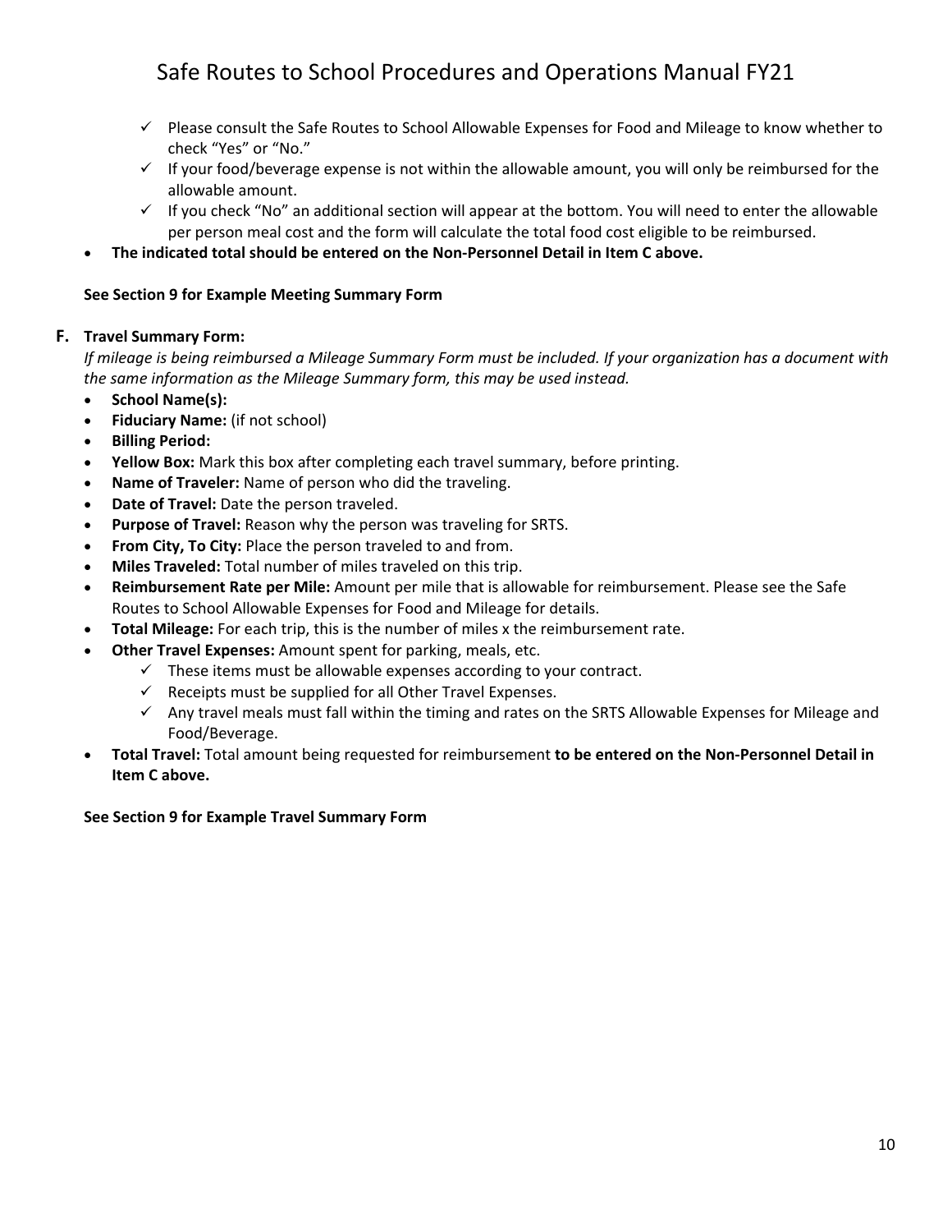- ✓ Please consult the Safe Routes to School Allowable Expenses for Food and Mileage to know whether to check "Yes" or "No."
  - ✓ If your food/beverage expense is not within the allowable amount, you will only be reimbursed for the allowable amount.
  - ✓ If you check "No" an additional section will appear at the bottom. You will need to enter the allowable per person meal cost and the form will calculate the total food cost eligible to be reimbursed.
- **The indicated total should be entered on the Non-Personnel Detail in Item C above.**

**See Section 9 for Example Meeting Summary Form**

**F. Travel Summary Form:**

*If mileage is being reimbursed a Mileage Summary Form must be included. If your organization has a document with the same information as the Mileage Summary form, this may be used instead.*

- **School Name(s):**
- **Fiduciary Name:** (if not school)
- **Billing Period:**
- **Yellow Box:** Mark this box after completing each travel summary, before printing.
- **Name of Traveler:** Name of person who did the traveling.
- **Date of Travel:** Date the person traveled.
- **Purpose of Travel:** Reason why the person was traveling for SRTS.
- **From City, To City:** Place the person traveled to and from.
- **Miles Traveled:** Total number of miles traveled on this trip.
- **Reimbursement Rate per Mile:** Amount per mile that is allowable for reimbursement. Please see the Safe Routes to School Allowable Expenses for Food and Mileage for details.
- **Total Mileage:** For each trip, this is the number of miles x the reimbursement rate.
- **Other Travel Expenses:** Amount spent for parking, meals, etc.
  - ✓ These items must be allowable expenses according to your contract.
  - ✓ Receipts must be supplied for all Other Travel Expenses.
  - ✓ Any travel meals must fall within the timing and rates on the SRTS Allowable Expenses for Mileage and Food/Beverage.
- **Total Travel:** Total amount being requested for reimbursement **to be entered on the Non-Personnel Detail in Item C above.**

**See Section 9 for Example Travel Summary Form**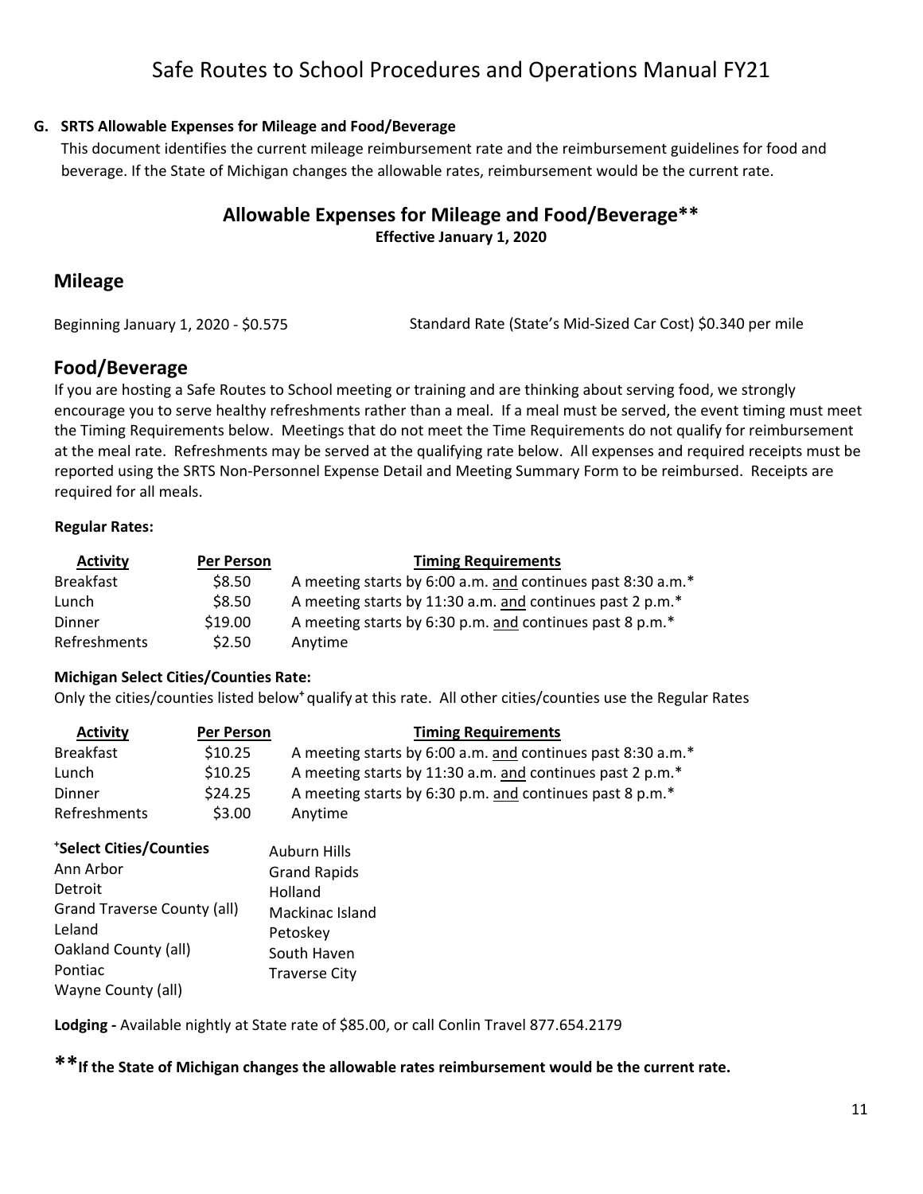**G. SRTS Allowable Expenses for Mileage and Food/Beverage**

This document identifies the current mileage reimbursement rate and the reimbursement guidelines for food and beverage. If the State of Michigan changes the allowable rates, reimbursement would be the current rate.

## Allowable Expenses for Mileage and Food/Beverage**

**Effective January 1, 2020**

## Mileage

Beginning January 1, 2020 - $0.575

Standard Rate (State's Mid-Sized Car Cost) $0.340 per mile

## Food/Beverage

If you are hosting a Safe Routes to School meeting or training and are thinking about serving food, we strongly encourage you to serve healthy refreshments rather than a meal. If a meal must be served, the event timing must meet the Timing Requirements below. Meetings that do not meet the Time Requirements do not qualify for reimbursement at the meal rate. Refreshments may be served at the qualifying rate below. All expenses and required receipts must be reported using the SRTS Non-Personnel Expense Detail and Meeting Summary Form to be reimbursed. Receipts are required for all meals.

**Regular Rates:**

| Activity | Per Person | Timing Requirements |
|---|---|---|
| Breakfast | $8.50 | A meeting starts by 6:00 a.m. and continues past 8:30 a.m.* |
| Lunch | $8.50 | A meeting starts by 11:30 a.m. and continues past 2 p.m.* |
| Dinner | $19.00 | A meeting starts by 6:30 p.m. and continues past 8 p.m.* |
| Refreshments | $2.50 | Anytime |

**Michigan Select Cities/Counties Rate:**

Only the cities/counties listed below⁺ qualify at this rate. All other cities/counties use the Regular Rates

| Activity | Per Person | Timing Requirements |
|---|---|---|
| Breakfast | $10.25 | A meeting starts by 6:00 a.m. and continues past 8:30 a.m.* |
| Lunch | $10.25 | A meeting starts by 11:30 a.m. and continues past 2 p.m.* |
| Dinner | $24.25 | A meeting starts by 6:30 p.m. and continues past 8 p.m.* |
| Refreshments | $3.00 | Anytime |

**⁺Select Cities/Counties**

- Ann Arbor
- Detroit
- Grand Traverse County (all)
- Leland
- Oakland County (all)
- Pontiac
- Wayne County (all)
- Auburn Hills
- Grand Rapids
- Holland
- Mackinac Island
- Petoskey
- South Haven
- Traverse City

**Lodging -** Available nightly at State rate of $85.00, or call Conlin Travel 877.654.2179

****If the State of Michigan changes the allowable rates reimbursement would be the current rate.**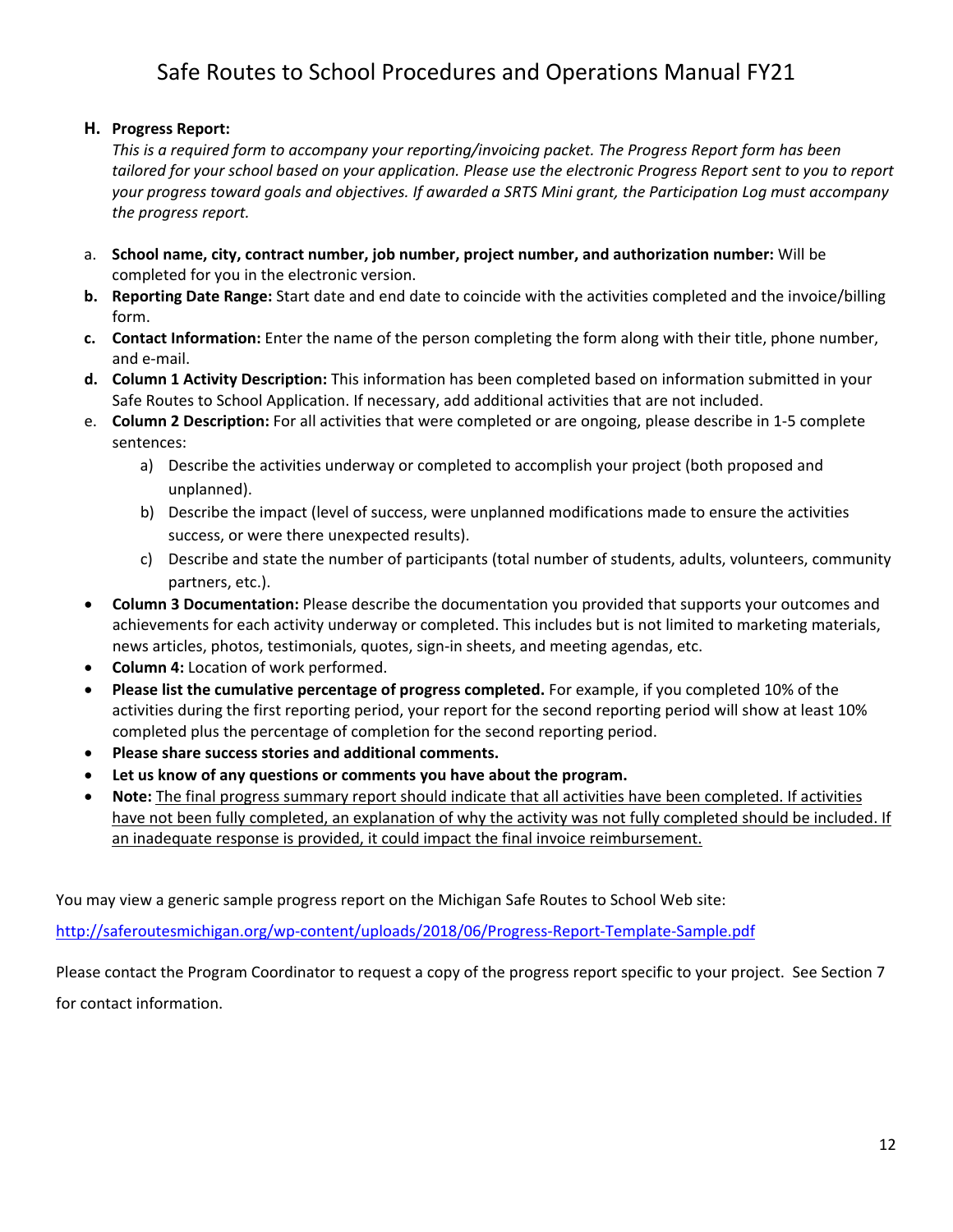### H. Progress Report:

*This is a required form to accompany your reporting/invoicing packet. The Progress Report form has been tailored for your school based on your application. Please use the electronic Progress Report sent to you to report your progress toward goals and objectives. If awarded a SRTS Mini grant, the Participation Log must accompany the progress report.*

a. **School name, city, contract number, job number, project number, and authorization number:** Will be completed for you in the electronic version.

b. **Reporting Date Range:** Start date and end date to coincide with the activities completed and the invoice/billing form.

c. **Contact Information:** Enter the name of the person completing the form along with their title, phone number, and e-mail.

d. **Column 1 Activity Description:** This information has been completed based on information submitted in your Safe Routes to School Application. If necessary, add additional activities that are not included.

e. **Column 2 Description:** For all activities that were completed or are ongoing, please describe in 1-5 complete sentences:
   a) Describe the activities underway or completed to accomplish your project (both proposed and unplanned).
   b) Describe the impact (level of success, were unplanned modifications made to ensure the activities success, or were there unexpected results).
   c) Describe and state the number of participants (total number of students, adults, volunteers, community partners, etc.).

- **Column 3 Documentation:** Please describe the documentation you provided that supports your outcomes and achievements for each activity underway or completed. This includes but is not limited to marketing materials, news articles, photos, testimonials, quotes, sign-in sheets, and meeting agendas, etc.
- **Column 4:** Location of work performed.
- **Please list the cumulative percentage of progress completed.** For example, if you completed 10% of the activities during the first reporting period, your report for the second reporting period will show at least 10% completed plus the percentage of completion for the second reporting period.
- **Please share success stories and additional comments.**
- **Let us know of any questions or comments you have about the program.**
- **Note:** The final progress summary report should indicate that all activities have been completed. If activities have not been fully completed, an explanation of why the activity was not fully completed should be included. If an inadequate response is provided, it could impact the final invoice reimbursement.

You may view a generic sample progress report on the Michigan Safe Routes to School Web site:

http://saferoutesmichigan.org/wp-content/uploads/2018/06/Progress-Report-Template-Sample.pdf

Please contact the Program Coordinator to request a copy of the progress report specific to your project. See Section 7 for contact information.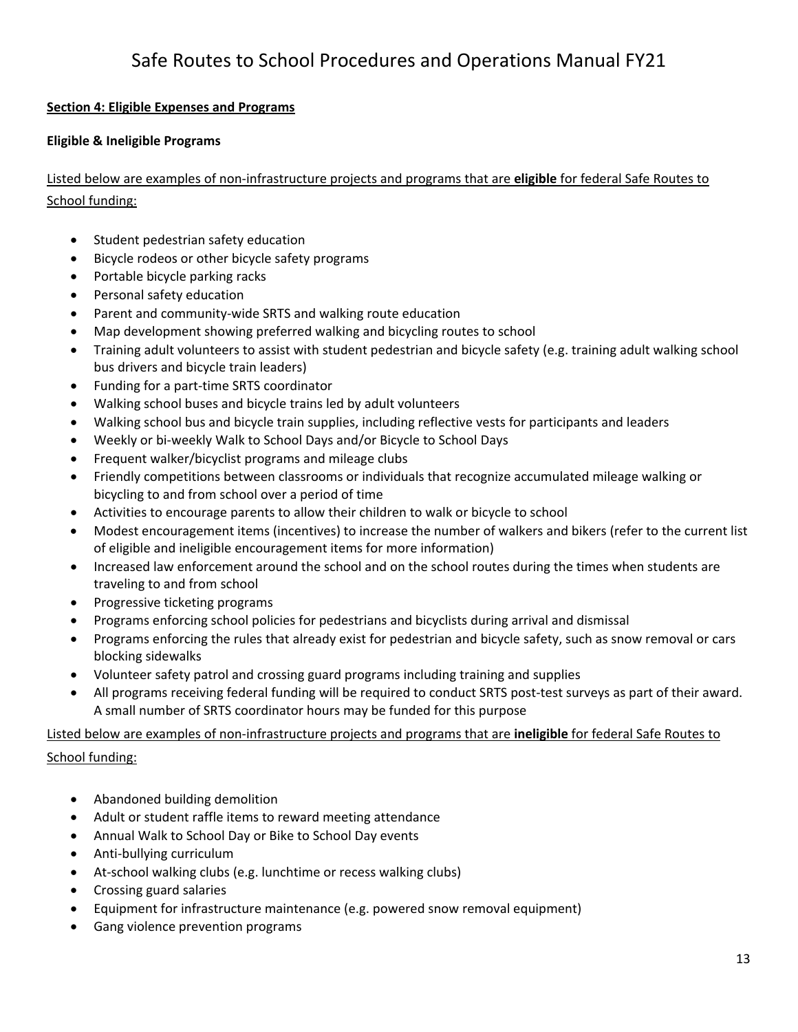## Section 4: Eligible Expenses and Programs

### Eligible & Ineligible Programs

Listed below are examples of non-infrastructure projects and programs that are **eligible** for federal Safe Routes to School funding:

- Student pedestrian safety education
- Bicycle rodeos or other bicycle safety programs
- Portable bicycle parking racks
- Personal safety education
- Parent and community-wide SRTS and walking route education
- Map development showing preferred walking and bicycling routes to school
- Training adult volunteers to assist with student pedestrian and bicycle safety (e.g. training adult walking school bus drivers and bicycle train leaders)
- Funding for a part-time SRTS coordinator
- Walking school buses and bicycle trains led by adult volunteers
- Walking school bus and bicycle train supplies, including reflective vests for participants and leaders
- Weekly or bi-weekly Walk to School Days and/or Bicycle to School Days
- Frequent walker/bicyclist programs and mileage clubs
- Friendly competitions between classrooms or individuals that recognize accumulated mileage walking or bicycling to and from school over a period of time
- Activities to encourage parents to allow their children to walk or bicycle to school
- Modest encouragement items (incentives) to increase the number of walkers and bikers (refer to the current list of eligible and ineligible encouragement items for more information)
- Increased law enforcement around the school and on the school routes during the times when students are traveling to and from school
- Progressive ticketing programs
- Programs enforcing school policies for pedestrians and bicyclists during arrival and dismissal
- Programs enforcing the rules that already exist for pedestrian and bicycle safety, such as snow removal or cars blocking sidewalks
- Volunteer safety patrol and crossing guard programs including training and supplies
- All programs receiving federal funding will be required to conduct SRTS post-test surveys as part of their award. A small number of SRTS coordinator hours may be funded for this purpose

Listed below are examples of non-infrastructure projects and programs that are **ineligible** for federal Safe Routes to School funding:

- Abandoned building demolition
- Adult or student raffle items to reward meeting attendance
- Annual Walk to School Day or Bike to School Day events
- Anti-bullying curriculum
- At-school walking clubs (e.g. lunchtime or recess walking clubs)
- Crossing guard salaries
- Equipment for infrastructure maintenance (e.g. powered snow removal equipment)
- Gang violence prevention programs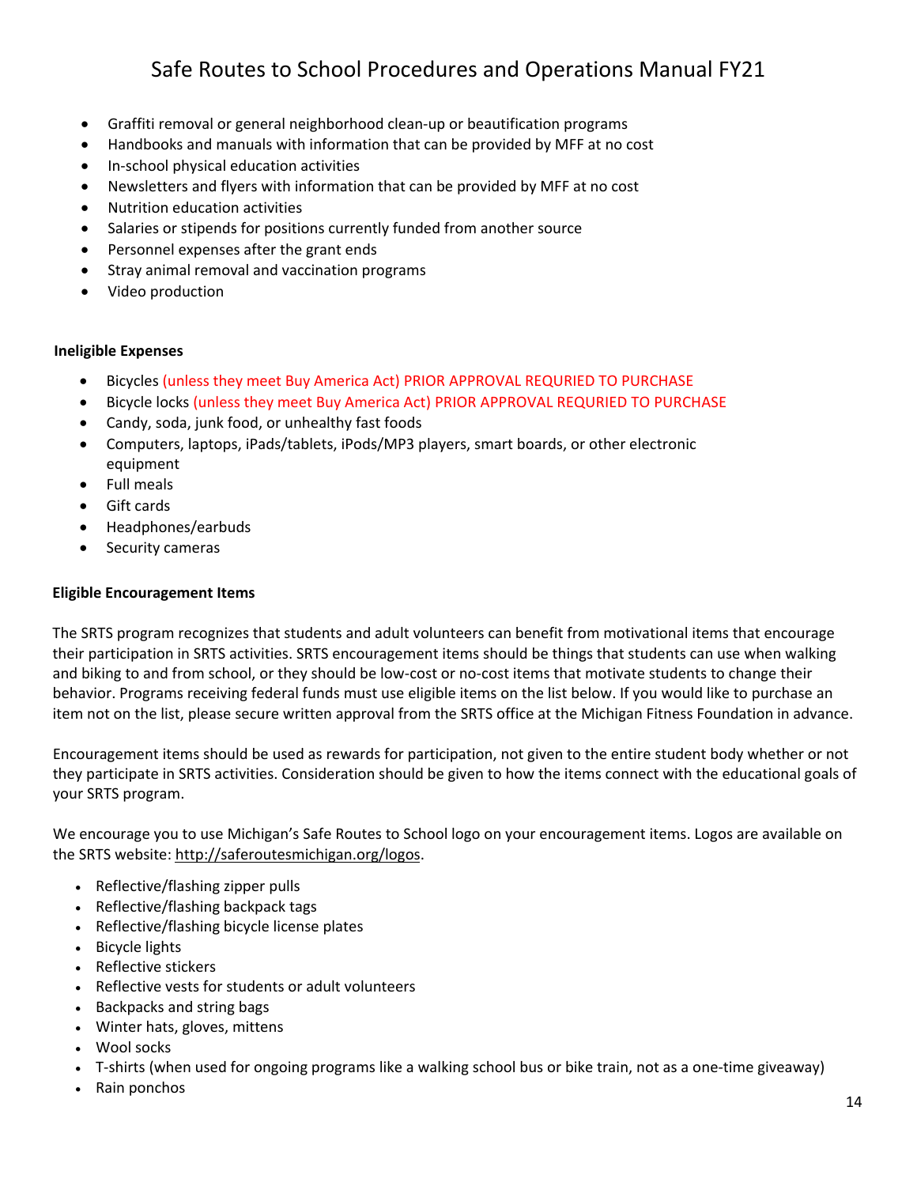- Graffiti removal or general neighborhood clean-up or beautification programs
- Handbooks and manuals with information that can be provided by MFF at no cost
- In-school physical education activities
- Newsletters and flyers with information that can be provided by MFF at no cost
- Nutrition education activities
- Salaries or stipends for positions currently funded from another source
- Personnel expenses after the grant ends
- Stray animal removal and vaccination programs
- Video production

**Ineligible Expenses**

- Bicycles (unless they meet Buy America Act) PRIOR APPROVAL REQURIED TO PURCHASE
- Bicycle locks (unless they meet Buy America Act) PRIOR APPROVAL REQURIED TO PURCHASE
- Candy, soda, junk food, or unhealthy fast foods
- Computers, laptops, iPads/tablets, iPods/MP3 players, smart boards, or other electronic equipment
- Full meals
- Gift cards
- Headphones/earbuds
- Security cameras

**Eligible Encouragement Items**

The SRTS program recognizes that students and adult volunteers can benefit from motivational items that encourage their participation in SRTS activities. SRTS encouragement items should be things that students can use when walking and biking to and from school, or they should be low-cost or no-cost items that motivate students to change their behavior. Programs receiving federal funds must use eligible items on the list below. If you would like to purchase an item not on the list, please secure written approval from the SRTS office at the Michigan Fitness Foundation in advance.

Encouragement items should be used as rewards for participation, not given to the entire student body whether or not they participate in SRTS activities. Consideration should be given to how the items connect with the educational goals of your SRTS program.

We encourage you to use Michigan's Safe Routes to School logo on your encouragement items. Logos are available on the SRTS website: http://saferoutesmichigan.org/logos.

- Reflective/flashing zipper pulls
- Reflective/flashing backpack tags
- Reflective/flashing bicycle license plates
- Bicycle lights
- Reflective stickers
- Reflective vests for students or adult volunteers
- Backpacks and string bags
- Winter hats, gloves, mittens
- Wool socks
- T-shirts (when used for ongoing programs like a walking school bus or bike train, not as a one-time giveaway)
- Rain ponchos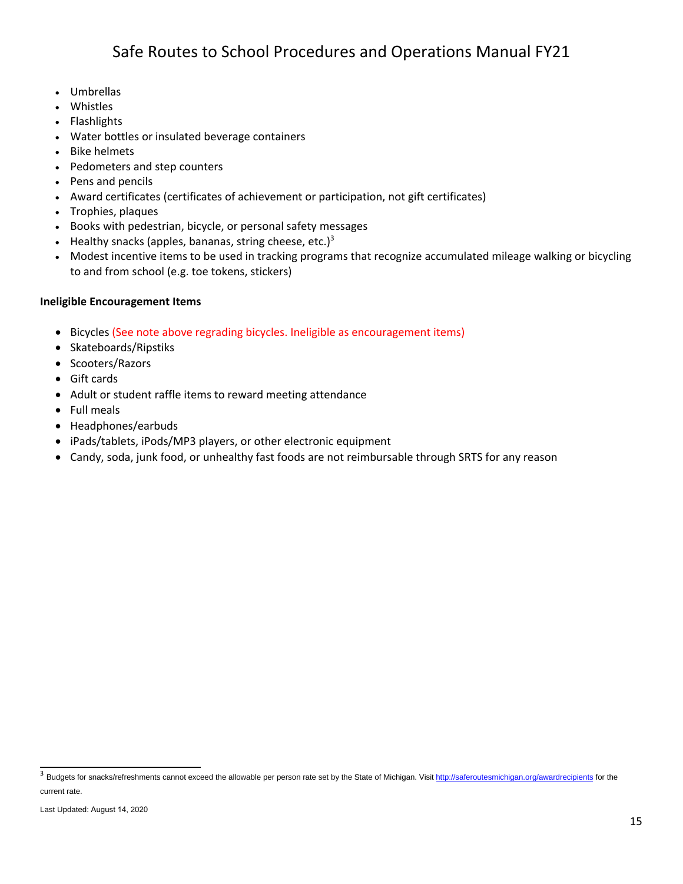- Umbrellas
- Whistles
- Flashlights
- Water bottles or insulated beverage containers
- Bike helmets
- Pedometers and step counters
- Pens and pencils
- Award certificates (certificates of achievement or participation, not gift certificates)
- Trophies, plaques
- Books with pedestrian, bicycle, or personal safety messages
- Healthy snacks (apples, bananas, string cheese, etc.)[3]
- Modest incentive items to be used in tracking programs that recognize accumulated mileage walking or bicycling to and from school (e.g. toe tokens, stickers)

**Ineligible Encouragement Items**

- Bicycles (See note above regrading bicycles. Ineligible as encouragement items)
- Skateboards/Ripstiks
- Scooters/Razors
- Gift cards
- Adult or student raffle items to reward meeting attendance
- Full meals
- Headphones/earbuds
- iPads/tablets, iPods/MP3 players, or other electronic equipment
- Candy, soda, junk food, or unhealthy fast foods are not reimbursable through SRTS for any reason

[3] Budgets for snacks/refreshments cannot exceed the allowable per person rate set by the State of Michigan. Visit http://saferoutesmichigan.org/awardrecipients for the current rate.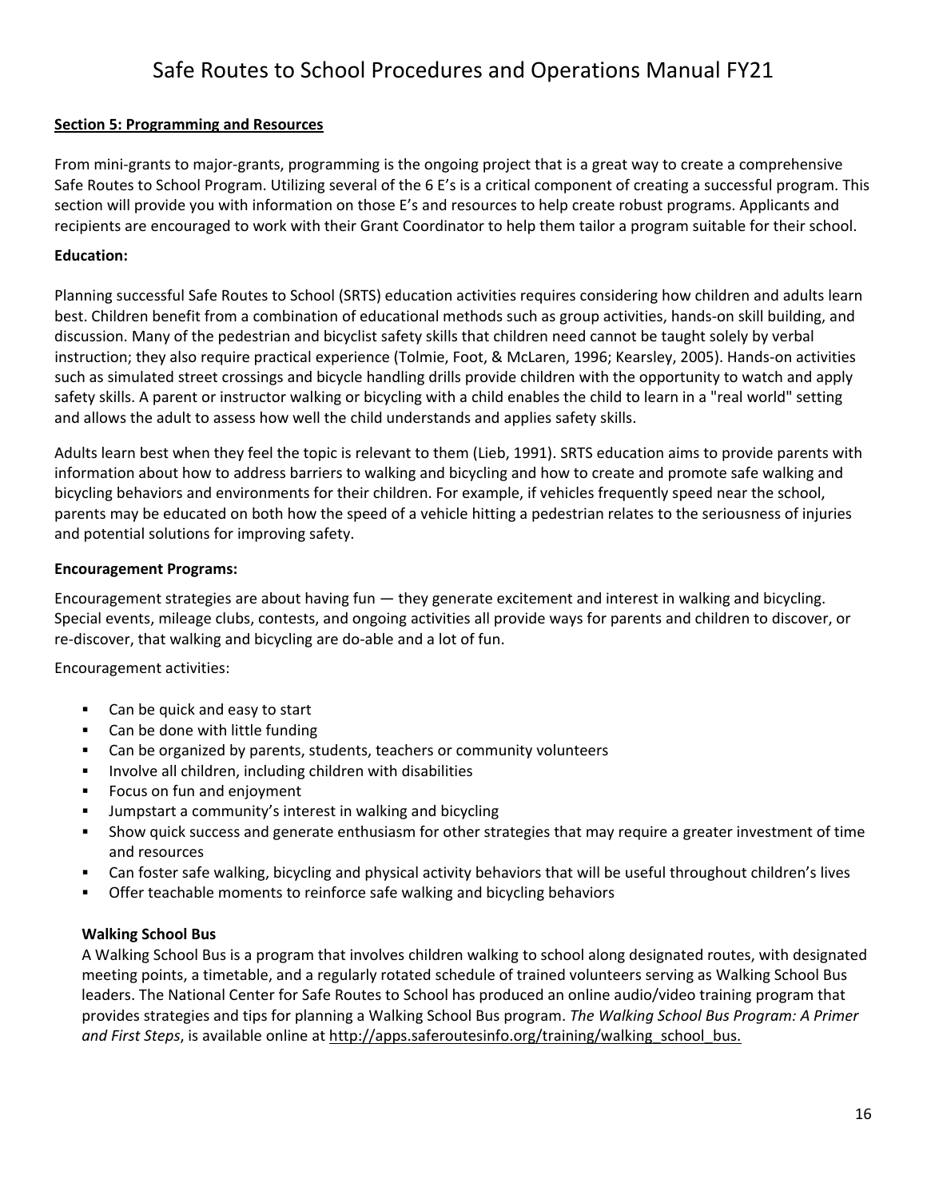## Section 5: Programming and Resources

From mini-grants to major-grants, programming is the ongoing project that is a great way to create a comprehensive Safe Routes to School Program. Utilizing several of the 6 E's is a critical component of creating a successful program. This section will provide you with information on those E's and resources to help create robust programs. Applicants and recipients are encouraged to work with their Grant Coordinator to help them tailor a program suitable for their school.

### Education:

Planning successful Safe Routes to School (SRTS) education activities requires considering how children and adults learn best. Children benefit from a combination of educational methods such as group activities, hands-on skill building, and discussion. Many of the pedestrian and bicyclist safety skills that children need cannot be taught solely by verbal instruction; they also require practical experience (Tolmie, Foot, & McLaren, 1996; Kearsley, 2005). Hands-on activities such as simulated street crossings and bicycle handling drills provide children with the opportunity to watch and apply safety skills. A parent or instructor walking or bicycling with a child enables the child to learn in a "real world" setting and allows the adult to assess how well the child understands and applies safety skills.

Adults learn best when they feel the topic is relevant to them (Lieb, 1991). SRTS education aims to provide parents with information about how to address barriers to walking and bicycling and how to create and promote safe walking and bicycling behaviors and environments for their children. For example, if vehicles frequently speed near the school, parents may be educated on both how the speed of a vehicle hitting a pedestrian relates to the seriousness of injuries and potential solutions for improving safety.

### Encouragement Programs:

Encouragement strategies are about having fun — they generate excitement and interest in walking and bicycling. Special events, mileage clubs, contests, and ongoing activities all provide ways for parents and children to discover, or re-discover, that walking and bicycling are do-able and a lot of fun.

Encouragement activities:

- Can be quick and easy to start
- Can be done with little funding
- Can be organized by parents, students, teachers or community volunteers
- Involve all children, including children with disabilities
- Focus on fun and enjoyment
- Jumpstart a community's interest in walking and bicycling
- Show quick success and generate enthusiasm for other strategies that may require a greater investment of time and resources
- Can foster safe walking, bicycling and physical activity behaviors that will be useful throughout children's lives
- Offer teachable moments to reinforce safe walking and bicycling behaviors

#### Walking School Bus

A Walking School Bus is a program that involves children walking to school along designated routes, with designated meeting points, a timetable, and a regularly rotated schedule of trained volunteers serving as Walking School Bus leaders. The National Center for Safe Routes to School has produced an online audio/video training program that provides strategies and tips for planning a Walking School Bus program. *The Walking School Bus Program: A Primer and First Steps*, is available online at http://apps.saferoutesinfo.org/training/walking_school_bus.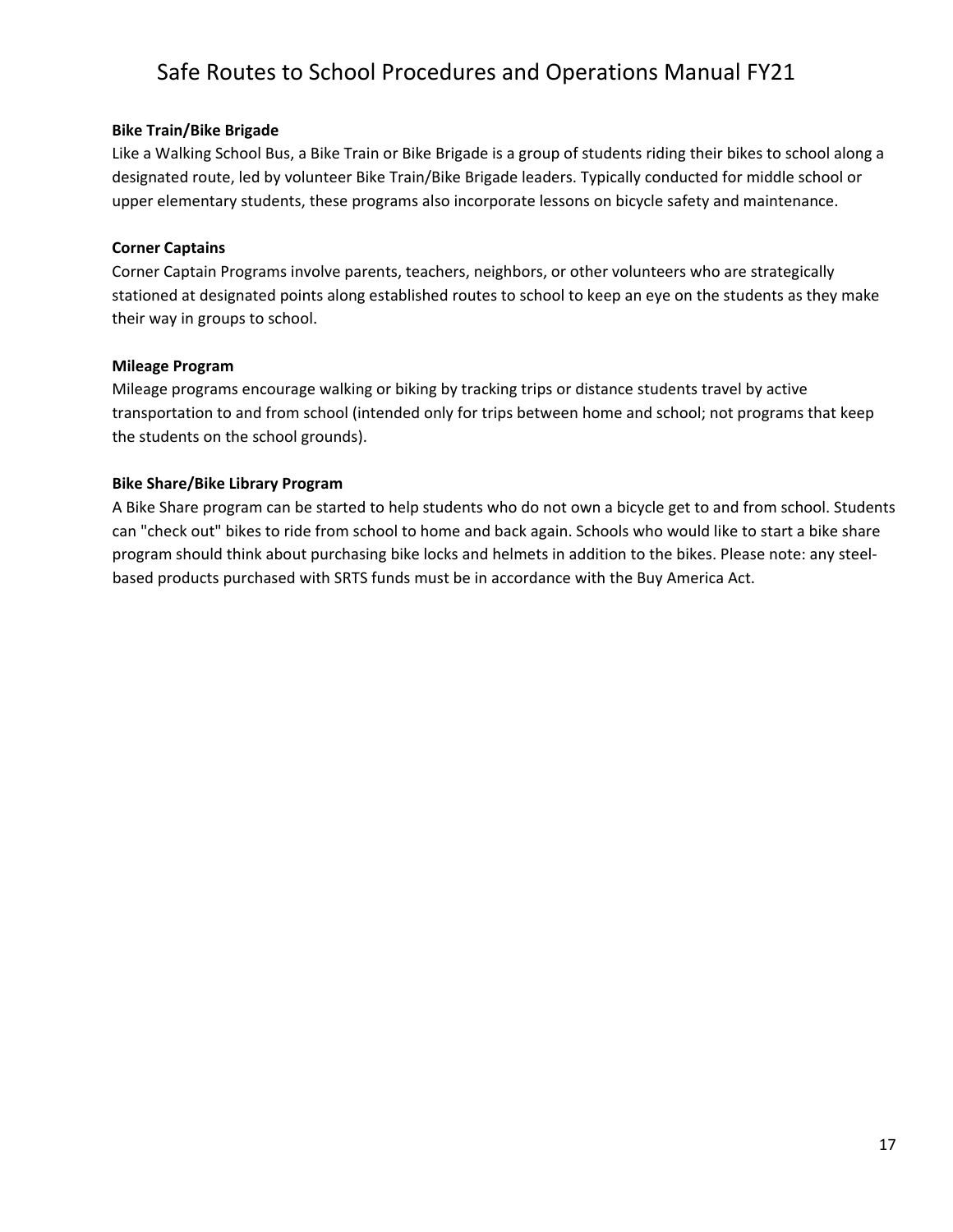**Bike Train/Bike Brigade**

Like a Walking School Bus, a Bike Train or Bike Brigade is a group of students riding their bikes to school along a designated route, led by volunteer Bike Train/Bike Brigade leaders. Typically conducted for middle school or upper elementary students, these programs also incorporate lessons on bicycle safety and maintenance.

**Corner Captains**

Corner Captain Programs involve parents, teachers, neighbors, or other volunteers who are strategically stationed at designated points along established routes to school to keep an eye on the students as they make their way in groups to school.

**Mileage Program**

Mileage programs encourage walking or biking by tracking trips or distance students travel by active transportation to and from school (intended only for trips between home and school; not programs that keep the students on the school grounds).

**Bike Share/Bike Library Program**

A Bike Share program can be started to help students who do not own a bicycle get to and from school. Students can "check out" bikes to ride from school to home and back again. Schools who would like to start a bike share program should think about purchasing bike locks and helmets in addition to the bikes. Please note: any steel-based products purchased with SRTS funds must be in accordance with the Buy America Act.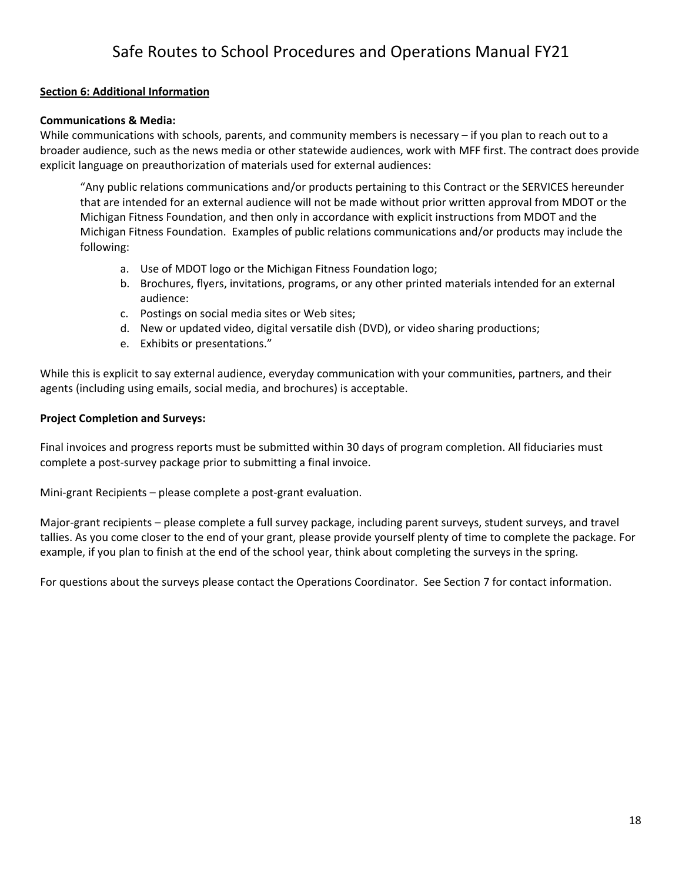## Section 6: Additional Information

**Communications & Media:**
While communications with schools, parents, and community members is necessary – if you plan to reach out to a broader audience, such as the news media or other statewide audiences, work with MFF first. The contract does provide explicit language on preauthorization of materials used for external audiences:

> "Any public relations communications and/or products pertaining to this Contract or the SERVICES hereunder that are intended for an external audience will not be made without prior written approval from MDOT or the Michigan Fitness Foundation, and then only in accordance with explicit instructions from MDOT and the Michigan Fitness Foundation. Examples of public relations communications and/or products may include the following:
>
> a. Use of MDOT logo or the Michigan Fitness Foundation logo;
> b. Brochures, flyers, invitations, programs, or any other printed materials intended for an external audience:
> c. Postings on social media sites or Web sites;
> d. New or updated video, digital versatile dish (DVD), or video sharing productions;
> e. Exhibits or presentations."

While this is explicit to say external audience, everyday communication with your communities, partners, and their agents (including using emails, social media, and brochures) is acceptable.

**Project Completion and Surveys:**

Final invoices and progress reports must be submitted within 30 days of program completion. All fiduciaries must complete a post-survey package prior to submitting a final invoice.

Mini-grant Recipients – please complete a post-grant evaluation.

Major-grant recipients – please complete a full survey package, including parent surveys, student surveys, and travel tallies. As you come closer to the end of your grant, please provide yourself plenty of time to complete the package. For example, if you plan to finish at the end of the school year, think about completing the surveys in the spring.

For questions about the surveys please contact the Operations Coordinator. See Section 7 for contact information.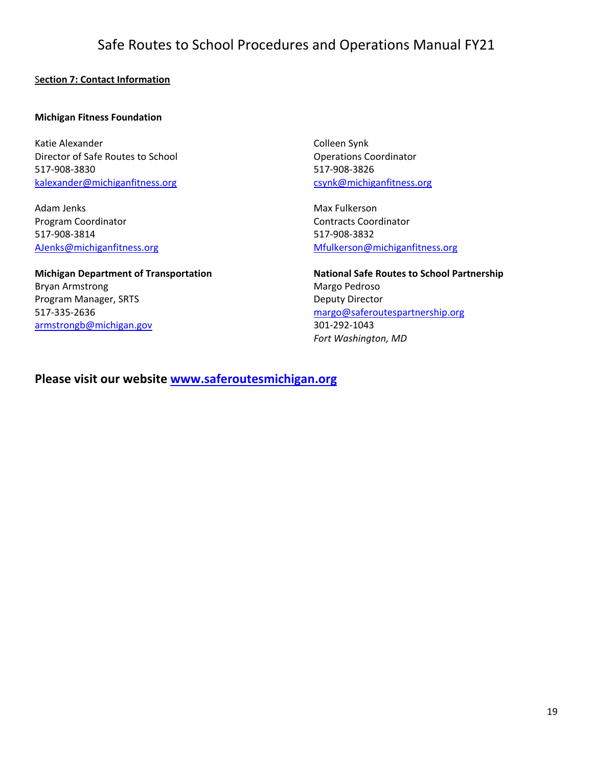## Section 7: Contact Information

### Michigan Fitness Foundation

Katie Alexander  
Director of Safe Routes to School  
517-908-3830  
kalexander@michiganfitness.org

Adam Jenks  
Program Coordinator  
517-908-3814  
AJenks@michiganfitness.org

Colleen Synk  
Operations Coordinator  
517-908-3826  
csynk@michiganfitness.org

Max Fulkerson  
Contracts Coordinator  
517-908-3832  
Mfulkerson@michiganfitness.org

**Michigan Department of Transportation**  
Bryan Armstrong  
Program Manager, SRTS  
517-335-2636  
armstrongb@michigan.gov

**National Safe Routes to School Partnership**  
Margo Pedroso  
Deputy Director  
margo@saferoutespartnership.org  
301-292-1043  
*Fort Washington, MD*

**Please visit our website www.saferoutesmichigan.org**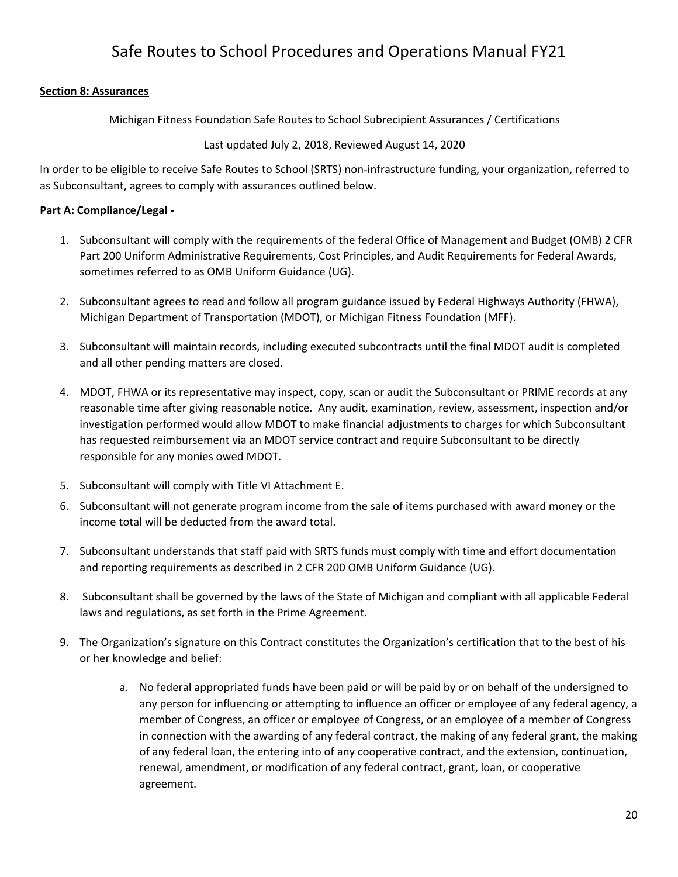**Section 8: Assurances**

Michigan Fitness Foundation Safe Routes to School Subrecipient Assurances / Certifications

Last updated July 2, 2018, Reviewed August 14, 2020

In order to be eligible to receive Safe Routes to School (SRTS) non-infrastructure funding, your organization, referred to as Subconsultant, agrees to comply with assurances outlined below.

**Part A: Compliance/Legal -**

1. Subconsultant will comply with the requirements of the federal Office of Management and Budget (OMB) 2 CFR Part 200 Uniform Administrative Requirements, Cost Principles, and Audit Requirements for Federal Awards, sometimes referred to as OMB Uniform Guidance (UG).

2. Subconsultant agrees to read and follow all program guidance issued by Federal Highways Authority (FHWA), Michigan Department of Transportation (MDOT), or Michigan Fitness Foundation (MFF).

3. Subconsultant will maintain records, including executed subcontracts until the final MDOT audit is completed and all other pending matters are closed.

4. MDOT, FHWA or its representative may inspect, copy, scan or audit the Subconsultant or PRIME records at any reasonable time after giving reasonable notice. Any audit, examination, review, assessment, inspection and/or investigation performed would allow MDOT to make financial adjustments to charges for which Subconsultant has requested reimbursement via an MDOT service contract and require Subconsultant to be directly responsible for any monies owed MDOT.

5. Subconsultant will comply with Title VI Attachment E.

6. Subconsultant will not generate program income from the sale of items purchased with award money or the income total will be deducted from the award total.

7. Subconsultant understands that staff paid with SRTS funds must comply with time and effort documentation and reporting requirements as described in 2 CFR 200 OMB Uniform Guidance (UG).

8. Subconsultant shall be governed by the laws of the State of Michigan and compliant with all applicable Federal laws and regulations, as set forth in the Prime Agreement.

9. The Organization's signature on this Contract constitutes the Organization's certification that to the best of his or her knowledge and belief:

    a. No federal appropriated funds have been paid or will be paid by or on behalf of the undersigned to any person for influencing or attempting to influence an officer or employee of any federal agency, a member of Congress, an officer or employee of Congress, or an employee of a member of Congress in connection with the awarding of any federal contract, the making of any federal grant, the making of any federal loan, the entering into of any cooperative contract, and the extension, continuation, renewal, amendment, or modification of any federal contract, grant, loan, or cooperative agreement.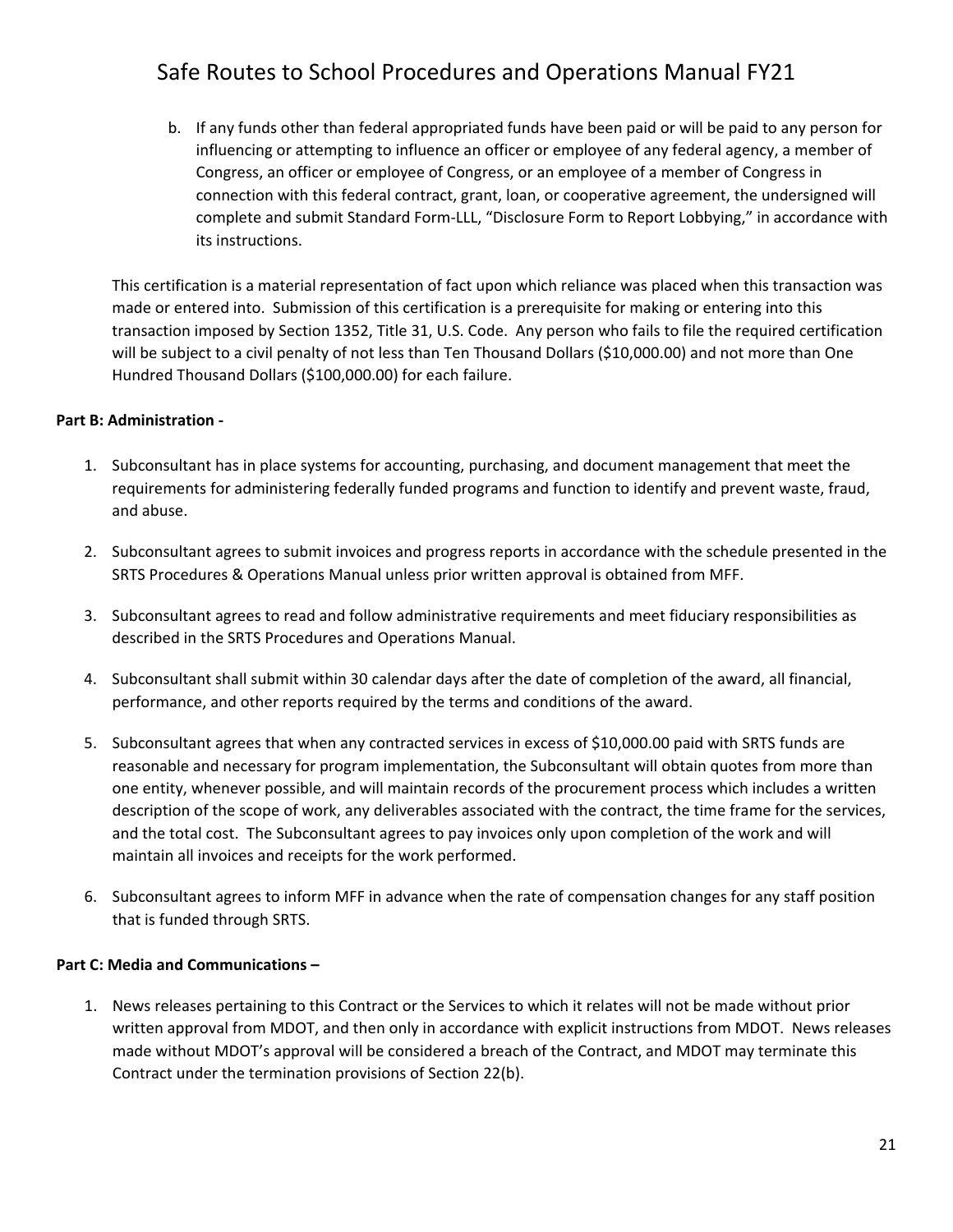b. If any funds other than federal appropriated funds have been paid or will be paid to any person for influencing or attempting to influence an officer or employee of any federal agency, a member of Congress, an officer or employee of Congress, or an employee of a member of Congress in connection with this federal contract, grant, loan, or cooperative agreement, the undersigned will complete and submit Standard Form-LLL, "Disclosure Form to Report Lobbying," in accordance with its instructions.

This certification is a material representation of fact upon which reliance was placed when this transaction was made or entered into. Submission of this certification is a prerequisite for making or entering into this transaction imposed by Section 1352, Title 31, U.S. Code. Any person who fails to file the required certification will be subject to a civil penalty of not less than Ten Thousand Dollars ($10,000.00) and not more than One Hundred Thousand Dollars ($100,000.00) for each failure.

**Part B: Administration -**

1. Subconsultant has in place systems for accounting, purchasing, and document management that meet the requirements for administering federally funded programs and function to identify and prevent waste, fraud, and abuse.
2. Subconsultant agrees to submit invoices and progress reports in accordance with the schedule presented in the SRTS Procedures & Operations Manual unless prior written approval is obtained from MFF.
3. Subconsultant agrees to read and follow administrative requirements and meet fiduciary responsibilities as described in the SRTS Procedures and Operations Manual.
4. Subconsultant shall submit within 30 calendar days after the date of completion of the award, all financial, performance, and other reports required by the terms and conditions of the award.
5. Subconsultant agrees that when any contracted services in excess of $10,000.00 paid with SRTS funds are reasonable and necessary for program implementation, the Subconsultant will obtain quotes from more than one entity, whenever possible, and will maintain records of the procurement process which includes a written description of the scope of work, any deliverables associated with the contract, the time frame for the services, and the total cost. The Subconsultant agrees to pay invoices only upon completion of the work and will maintain all invoices and receipts for the work performed.
6. Subconsultant agrees to inform MFF in advance when the rate of compensation changes for any staff position that is funded through SRTS.

**Part C: Media and Communications –**

1. News releases pertaining to this Contract or the Services to which it relates will not be made without prior written approval from MDOT, and then only in accordance with explicit instructions from MDOT. News releases made without MDOT's approval will be considered a breach of the Contract, and MDOT may terminate this Contract under the termination provisions of Section 22(b).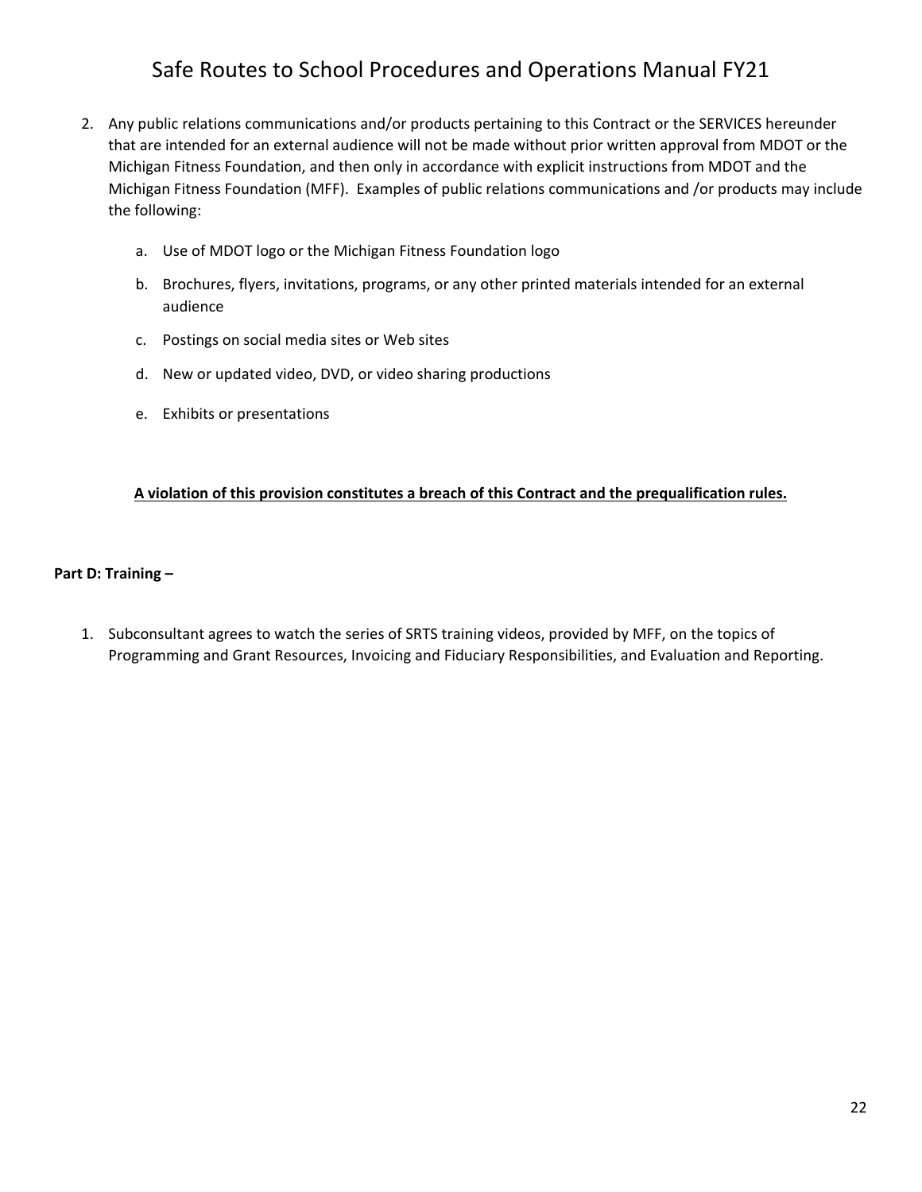2. Any public relations communications and/or products pertaining to this Contract or the SERVICES hereunder that are intended for an external audience will not be made without prior written approval from MDOT or the Michigan Fitness Foundation, and then only in accordance with explicit instructions from MDOT and the Michigan Fitness Foundation (MFF). Examples of public relations communications and /or products may include the following:

   a. Use of MDOT logo or the Michigan Fitness Foundation logo

   b. Brochures, flyers, invitations, programs, or any other printed materials intended for an external audience

   c. Postings on social media sites or Web sites

   d. New or updated video, DVD, or video sharing productions

   e. Exhibits or presentations

**A violation of this provision constitutes a breach of this Contract and the prequalification rules.**

**Part D: Training –**

1. Subconsultant agrees to watch the series of SRTS training videos, provided by MFF, on the topics of Programming and Grant Resources, Invoicing and Fiduciary Responsibilities, and Evaluation and Reporting.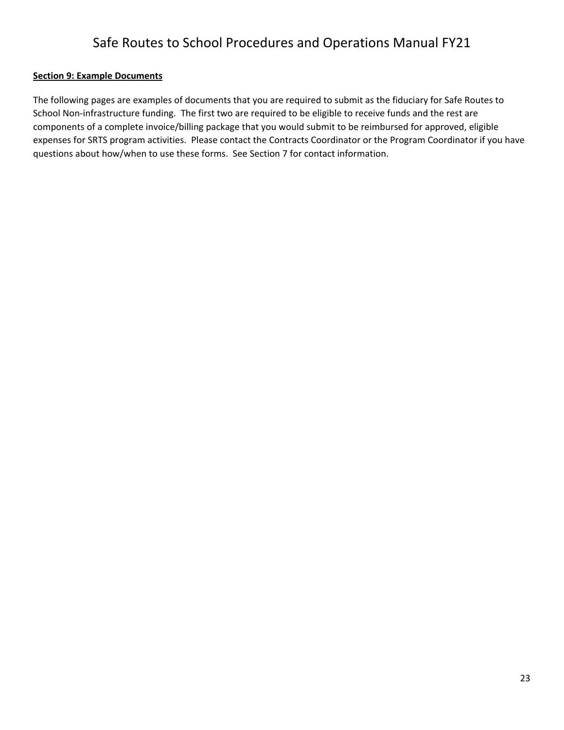**Section 9: Example Documents**

The following pages are examples of documents that you are required to submit as the fiduciary for Safe Routes to School Non-infrastructure funding. The first two are required to be eligible to receive funds and the rest are components of a complete invoice/billing package that you would submit to be reimbursed for approved, eligible expenses for SRTS program activities. Please contact the Contracts Coordinator or the Program Coordinator if you have questions about how/when to use these forms. See Section 7 for contact information.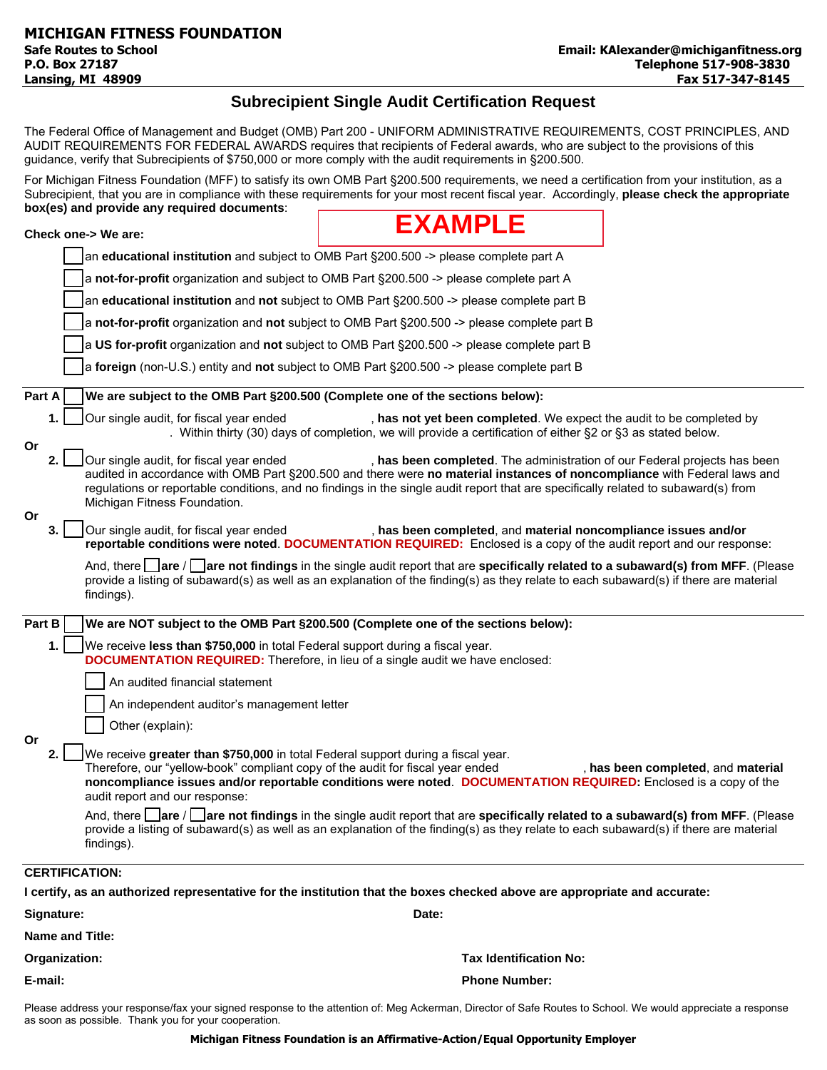**MICHIGAN FITNESS FOUNDATION**
**Safe Routes to School**
**P.O. Box 27187**
**Lansing, MI 48909**

**Email: KAlexander@michiganfitness.org**
**Telephone 517-908-3830**
**Fax 517-347-8145**

## Subrecipient Single Audit Certification Request

The Federal Office of Management and Budget (OMB) Part 200 - UNIFORM ADMINISTRATIVE REQUIREMENTS, COST PRINCIPLES, AND AUDIT REQUIREMENTS FOR FEDERAL AWARDS requires that recipients of Federal awards, who are subject to the provisions of this guidance, verify that Subrecipients of $750,000 or more comply with the audit requirements in §200.500.

For Michigan Fitness Foundation (MFF) to satisfy its own OMB Part §200.500 requirements, we need a certification from your institution, as a Subrecipient, that you are in compliance with these requirements for your most recent fiscal year. Accordingly, **please check the appropriate box(es) and provide any required documents**:

**EXAMPLE**

**Check one-> We are:**

- ☐ an **educational institution** and subject to OMB Part §200.500 -> please complete part A
- ☐ a **not-for-profit** organization and subject to OMB Part §200.500 -> please complete part A
- ☐ an **educational institution** and **not** subject to OMB Part §200.500 -> please complete part B
- ☐ a **not-for-profit** organization and **not** subject to OMB Part §200.500 -> please complete part B
- ☐ a **US for-profit** organization and **not** subject to OMB Part §200.500 -> please complete part B
- ☐ a **foreign** (non-U.S.) entity and **not** subject to OMB Part §200.500 -> please complete part B

**Part A** ☐ **We are subject to the OMB Part §200.500 (Complete one of the sections below):**

1. ☐ Our single audit, for fiscal year ended \_\_\_\_\_\_\_\_\_\_, **has not yet been completed**. We expect the audit to be completed by \_\_\_\_\_\_\_\_\_\_. Within thirty (30) days of completion, we will provide a certification of either §2 or §3 as stated below.

Or

2. ☐ Our single audit, for fiscal year ended \_\_\_\_\_\_\_\_\_\_, **has been completed**. The administration of our Federal projects has been audited in accordance with OMB Part §200.500 and there were **no material instances of noncompliance** with Federal laws and regulations or reportable conditions, and no findings in the single audit report that are specifically related to subaward(s) from Michigan Fitness Foundation.

Or

3. ☐ Our single audit, for fiscal year ended \_\_\_\_\_\_\_\_\_\_, **has been completed**, and **material noncompliance issues and/or reportable conditions were noted**. **DOCUMENTATION REQUIRED:** Enclosed is a copy of the audit report and our response:

   And, there ☐ **are** / ☐ **are not findings** in the single audit report that are **specifically related to a subaward(s) from MFF**. (Please provide a listing of subaward(s) as well as an explanation of the finding(s) as they relate to each subaward(s) if there are material findings).

**Part B** ☐ **We are NOT subject to the OMB Part §200.500 (Complete one of the sections below):**

1. ☐ We receive **less than $750,000** in total Federal support during a fiscal year.
   **DOCUMENTATION REQUIRED:** Therefore, in lieu of a single audit we have enclosed:
   - ☐ An audited financial statement
   - ☐ An independent auditor's management letter
   - ☐ Other (explain):

Or

2. ☐ We receive **greater than $750,000** in total Federal support during a fiscal year.
   Therefore, our "yellow-book" compliant copy of the audit for fiscal year ended \_\_\_\_\_\_\_\_\_\_, **has been completed**, and **material noncompliance issues and/or reportable conditions were noted**. **DOCUMENTATION REQUIRED:** Enclosed is a copy of the audit report and our response:

   And, there ☐ **are** / ☐ **are not findings** in the single audit report that are **specifically related to a subaward(s) from MFF**. (Please provide a listing of subaward(s) as well as an explanation of the finding(s) as they relate to each subaward(s) if there are material findings).

**CERTIFICATION:**

**I certify, as an authorized representative for the institution that the boxes checked above are appropriate and accurate:**

**Signature:** **Date:**

**Name and Title:**

**Organization:** **Tax Identification No:**

**E-mail:** **Phone Number:**

Please address your response/fax your signed response to the attention of: Meg Ackerman, Director of Safe Routes to School. We would appreciate a response as soon as possible. Thank you for your cooperation.

**Michigan Fitness Foundation is an Affirmative-Action/Equal Opportunity Employer**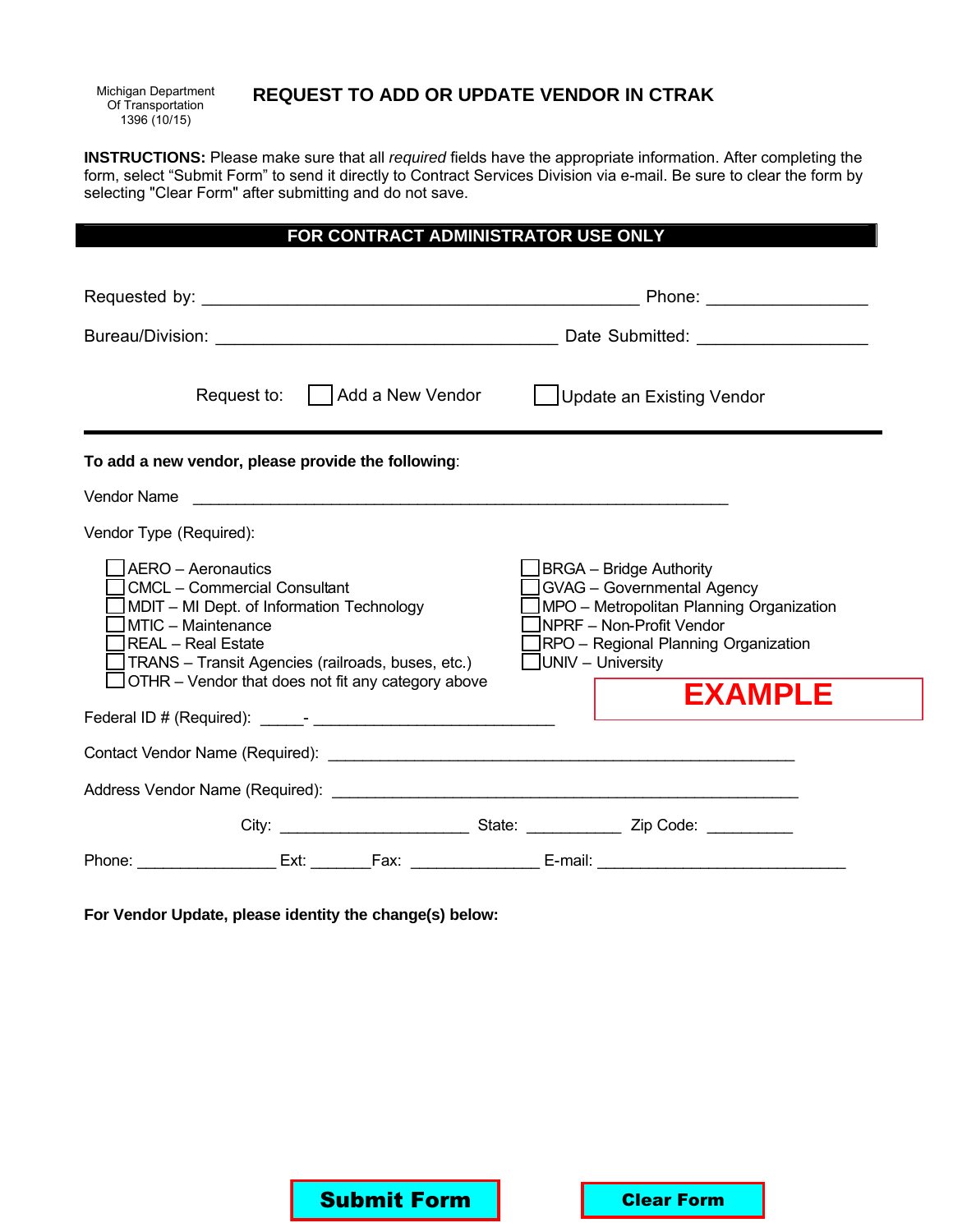Michigan Department
Of Transportation
1396 (10/15)

# REQUEST TO ADD OR UPDATE VENDOR IN CTRAK

**INSTRUCTIONS:** Please make sure that all *required* fields have the appropriate information. After completing the form, select "Submit Form" to send it directly to Contract Services Division via e-mail. Be sure to clear the form by selecting "Clear Form" after submitting and do not save.

**FOR CONTRACT ADMINISTRATOR USE ONLY**

Requested by: ________________________________________________ Phone: _________________

Bureau/Division: _____________________________________ Date Submitted: __________________

Request to: ☐ Add a New Vendor ☐ Update an Existing Vendor

---

**To add a new vendor, please provide the following**:

Vendor Name ___________________________________________________________

Vendor Type (Required):

- ☐ AERO – Aeronautics
- ☐ CMCL – Commercial Consultant
- ☐ MDIT – MI Dept. of Information Technology
- ☐ MTIC – Maintenance
- ☐ REAL – Real Estate
- ☐ TRANS – Transit Agencies (railroads, buses, etc.)
- ☐ OTHR – Vendor that does not fit any category above
- ☐ BRGA – Bridge Authority
- ☐ GVAG – Governmental Agency
- ☐ MPO – Metropolitan Planning Organization
- ☐ NPRF – Non-Profit Vendor
- ☐ RPO – Regional Planning Organization
- ☐ UNIV – University

**EXAMPLE**

Federal ID # (Required): _____- ___________________________

Contact Vendor Name (Required): ___________________________________________________

Address Vendor Name (Required): ___________________________________________________

City: _____________________ State: ___________ Zip Code: __________

Phone: _______________ Ext: _______Fax: ______________ E-mail: ____________________________

**For Vendor Update, please identity the change(s) below:**

Submit Form Clear Form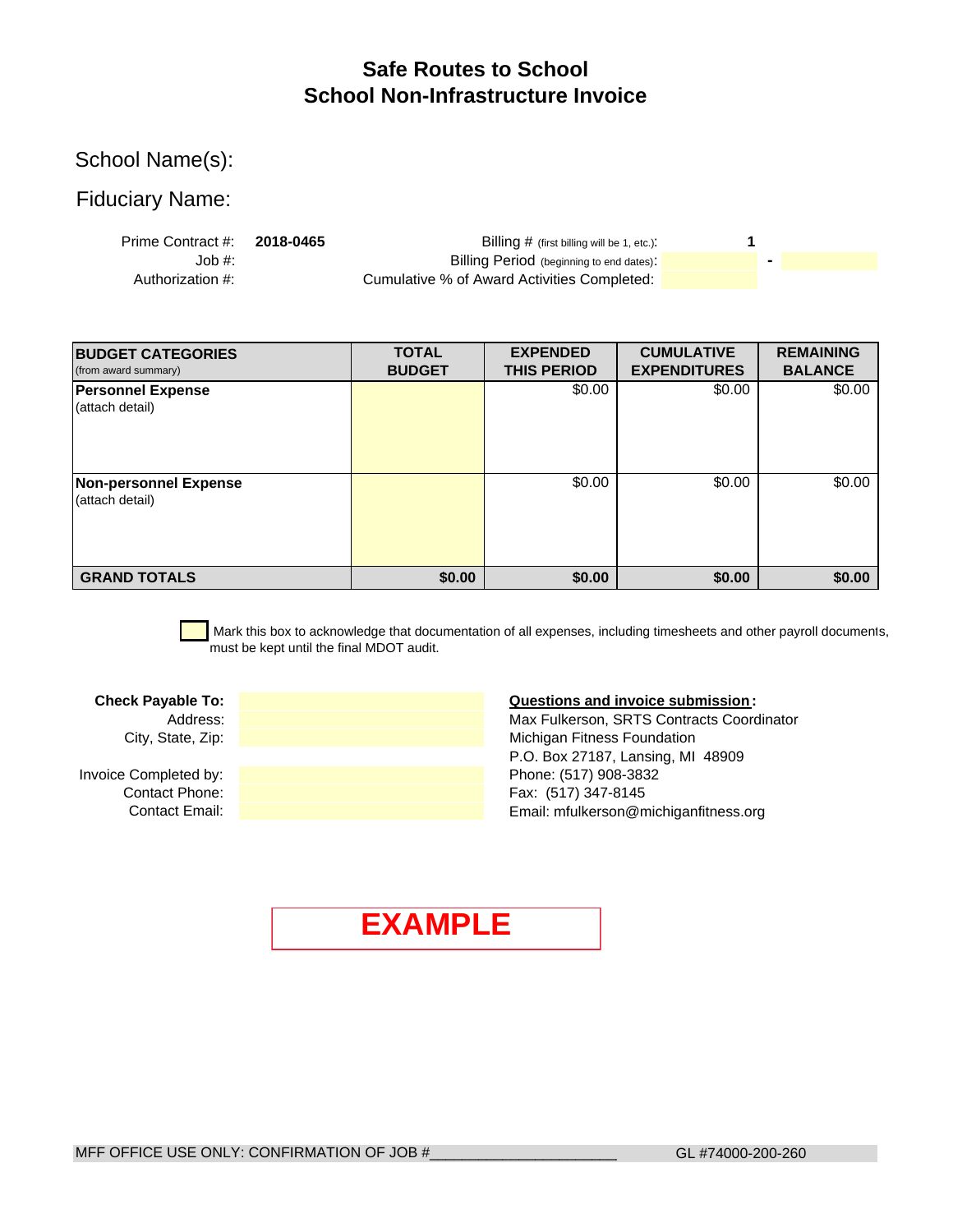# Safe Routes to School
# School Non-Infrastructure Invoice

School Name(s):

Fiduciary Name:

Prime Contract #: **2018-0465**

Job #:

Authorization #:

Billing # (first billing will be 1, etc.): **1**

Billing Period (beginning to end dates): -

Cumulative % of Award Activities Completed:

| BUDGET CATEGORIES (from award summary) | TOTAL BUDGET | EXPENDED THIS PERIOD | CUMULATIVE EXPENDITURES | REMAINING BALANCE |
|---|---|---|---|---|
| **Personnel Expense** (attach detail) | | $0.00 | $0.00 | $0.00 |
| **Non-personnel Expense** (attach detail) | | $0.00 | $0.00 | $0.00 |
| **GRAND TOTALS** | **$0.00** | **$0.00** | **$0.00** | **$0.00** |

☐ Mark this box to acknowledge that documentation of all expenses, including timesheets and other payroll documents, must be kept until the final MDOT audit.

**Check Payable To:**

Address:

City, State, Zip:

Invoice Completed by:

Contact Phone:

Contact Email:

**Questions and invoice submission:**

Max Fulkerson, SRTS Contracts Coordinator
Michigan Fitness Foundation
P.O. Box 27187, Lansing, MI 48909
Phone: (517) 908-3832
Fax: (517) 347-8145
Email: mfulkerson@michiganfitness.org

**EXAMPLE**

MFF OFFICE USE ONLY: CONFIRMATION OF JOB #______________________ GL #74000-200-260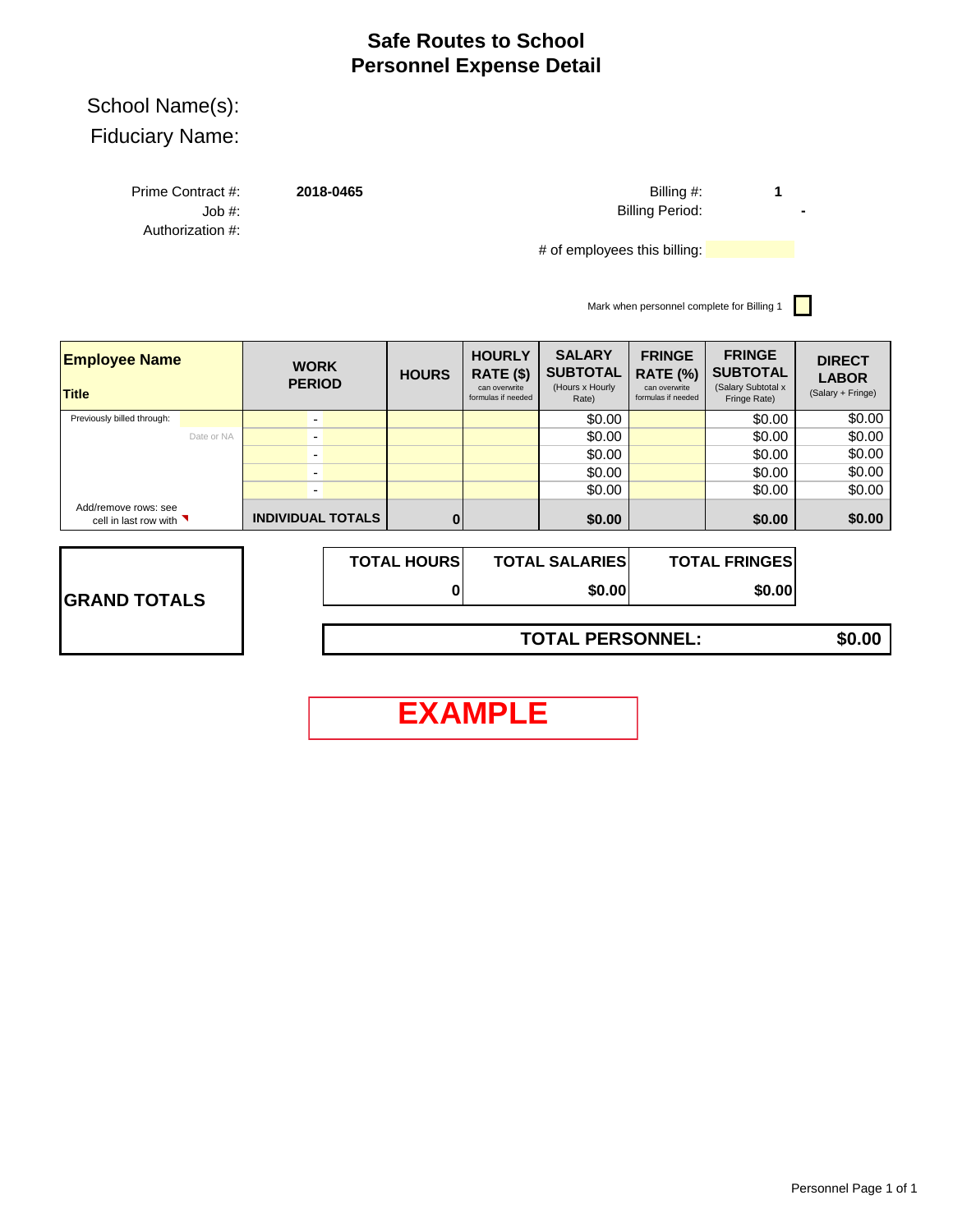# Safe Routes to School
# Personnel Expense Detail

School Name(s):

Fiduciary Name:

Prime Contract #: **2018-0465**

Job #:

Authorization #:

Billing #: **1**

Billing Period: **-**

\# of employees this billing:

Mark when personnel complete for Billing 1

| **Employee Name** / **Title** | **WORK PERIOD** | **HOURS** | **HOURLY RATE ($)** can overwrite formulas if needed | **SALARY SUBTOTAL** (Hours x Hourly Rate) | **FRINGE RATE (%)** can overwrite formulas if needed | **FRINGE SUBTOTAL** (Salary Subtotal x Fringe Rate) | **DIRECT LABOR** (Salary + Fringe) |
|---|---|---|---|---|---|---|---|
| Previously billed through: | - | | | $0.00 | | $0.00 | $0.00 |
| Date or NA | - | | | $0.00 | | $0.00 | $0.00 |
| | - | | | $0.00 | | $0.00 | $0.00 |
| | - | | | $0.00 | | $0.00 | $0.00 |
| | - | | | $0.00 | | $0.00 | $0.00 |
| Add/remove rows: see cell in last row with | **INDIVIDUAL TOTALS** | **0** | | **$0.00** | | **$0.00** | **$0.00** |

**GRAND TOTALS**

| **TOTAL HOURS** | **TOTAL SALARIES** | **TOTAL FRINGES** |
|---|---|---|
| **0** | **$0.00** | **$0.00** |

**TOTAL PERSONNEL: $0.00**

**EXAMPLE**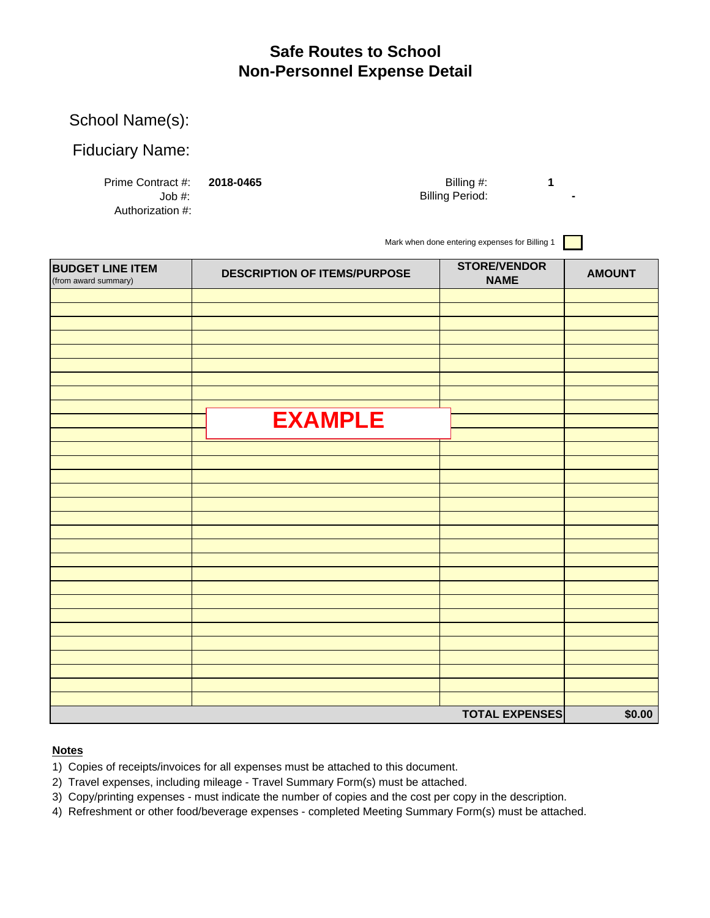# Safe Routes to School
# Non-Personnel Expense Detail

School Name(s):

Fiduciary Name:

Prime Contract #: **2018-0465**
Job #:
Authorization #:

Billing #: **1**
Billing Period: **-**

Mark when done entering expenses for Billing 1

**EXAMPLE**

| BUDGET LINE ITEM (from award summary) | DESCRIPTION OF ITEMS/PURPOSE | STORE/VENDOR NAME | AMOUNT |
|---|---|---|---|
| | | | |
| | | | |
| | | | |
| | | | |
| | | | |
| | | | |
| | | | |
| | | | |
| | | | |
| | | | |
| | | | |
| | | | |
| | | | |
| | | | |
| | | | |
| | | | |
| | | | |
| | | | |
| | | | |
| | | | |
| | | | |
| | | | |
| | | | |
| | | | |
| | | | |
| | | | |
| | | | |
| | | | |
| | | | |
| | | | |
| | | **TOTAL EXPENSES** | **$0.00** |

**Notes**

1) Copies of receipts/invoices for all expenses must be attached to this document.
2) Travel expenses, including mileage - Travel Summary Form(s) must be attached.
3) Copy/printing expenses - must indicate the number of copies and the cost per copy in the description.
4) Refreshment or other food/beverage expenses - completed Meeting Summary Form(s) must be attached.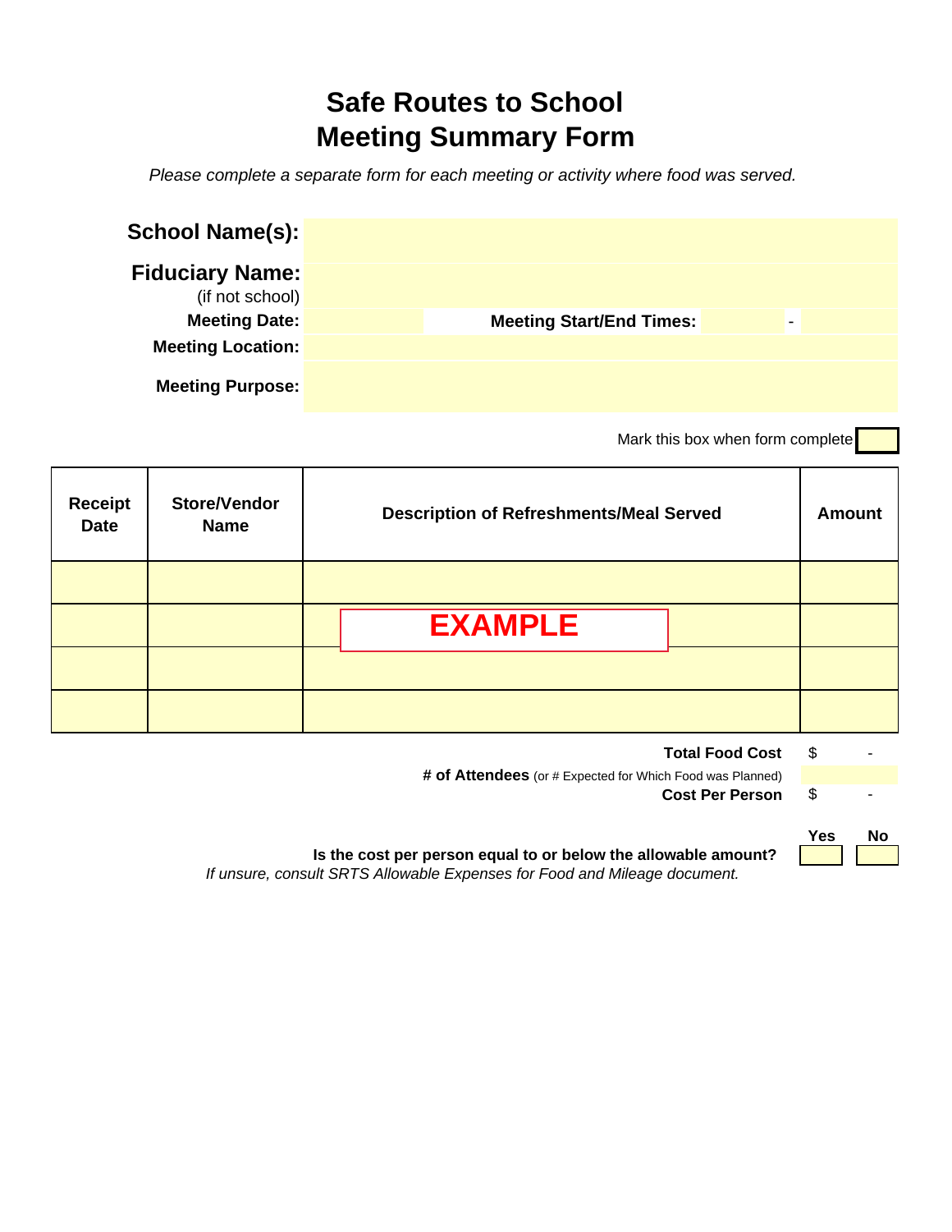# Safe Routes to School
# Meeting Summary Form

*Please complete a separate form for each meeting or activity where food was served.*

**School Name(s):**

**Fiduciary Name:**
(if not school)

**Meeting Date:** **Meeting Start/End Times:** -

**Meeting Location:**

**Meeting Purpose:**

Mark this box when form complete

| Receipt Date | Store/Vendor Name | Description of Refreshments/Meal Served | Amount |
|---|---|---|---|
| | | | |
| | | **EXAMPLE** | |
| | | | |
| | | | |

**Total Food Cost** $ -

**# of Attendees** (or # Expected for Which Food was Planned)

**Cost Per Person** $ -

| | Yes | No |
|---|---|---|
| **Is the cost per person equal to or below the allowable amount?** | | |

*If unsure, consult SRTS Allowable Expenses for Food and Mileage document.*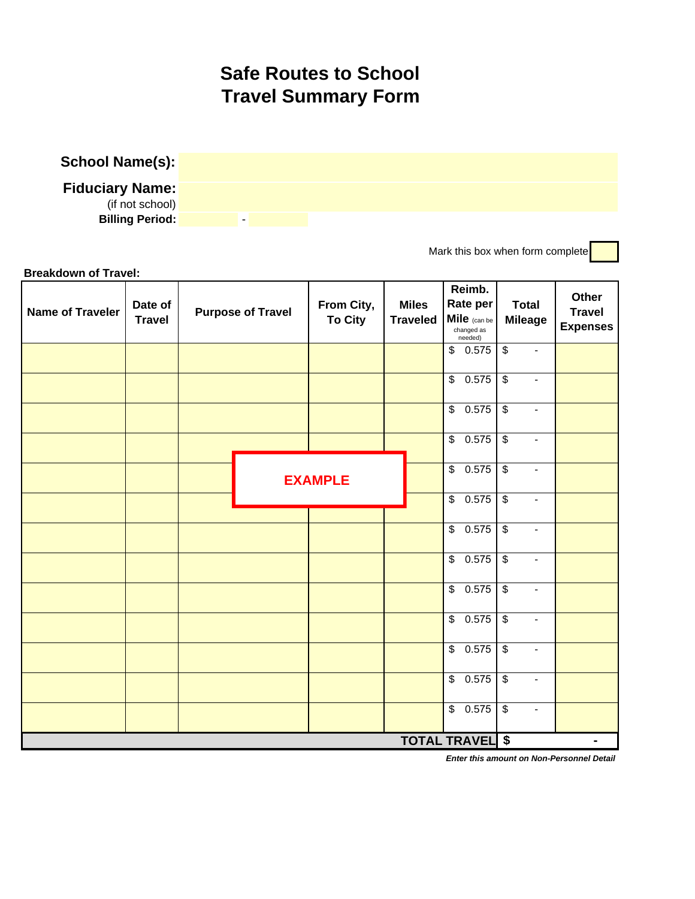# Safe Routes to School
# Travel Summary Form

**School Name(s):**

**Fiduciary Name:**
(if not school)

**Billing Period:** -

Mark this box when form complete

**Breakdown of Travel:**

| Name of Traveler | Date of Travel | Purpose of Travel | From City, To City | Miles Traveled | Reimb. Rate per Mile (can be changed as needed) | Total Mileage | Other Travel Expenses |
|---|---|---|---|---|---|---|---|
| | | | | | $ 0.575 | $ - | |
| | | | | | $ 0.575 | $ - | |
| | | | | | $ 0.575 | $ - | |
| | | | | | $ 0.575 | $ - | |
| | | | | | $ 0.575 | $ - | |
| | | | | | $ 0.575 | $ - | |
| | | | | | $ 0.575 | $ - | |
| | | | | | $ 0.575 | $ - | |
| | | | | | $ 0.575 | $ - | |
| | | | | | $ 0.575 | $ - | |
| | | | | | $ 0.575 | $ - | |
| | | | | | $ 0.575 | $ - | |
| | | | | | $ 0.575 | $ - | |
| | | | | | **TOTAL TRAVEL** | **$** | **-** |

EXAMPLE

***Enter this amount on Non-Personnel Detail***